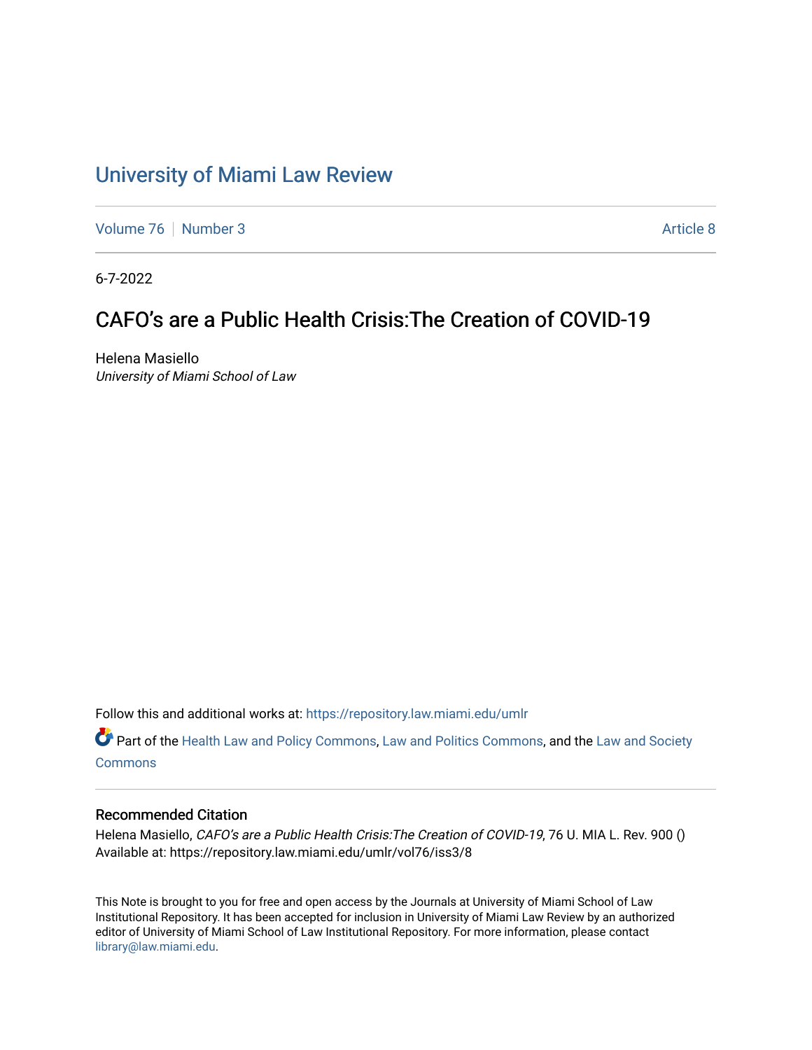# University of Miami Law Review

Volume 76 | Number 3 Article 8

6-7-2022

## CAFO's are a Public Health Crisis:The Creation of COVID-19

Helena Masiello
*University of Miami School of Law*

Follow this and additional works at: https://repository.law.miami.edu/umlr

Part of the Health Law and Policy Commons, Law and Politics Commons, and the Law and Society Commons

### Recommended Citation

Helena Masiello, *CAFO's are a Public Health Crisis:The Creation of COVID-19*, 76 U. MIA L. Rev. 900 ()
Available at: https://repository.law.miami.edu/umlr/vol76/iss3/8

This Note is brought to you for free and open access by the Journals at University of Miami School of Law Institutional Repository. It has been accepted for inclusion in University of Miami Law Review by an authorized editor of University of Miami School of Law Institutional Repository. For more information, please contact library@law.miami.edu.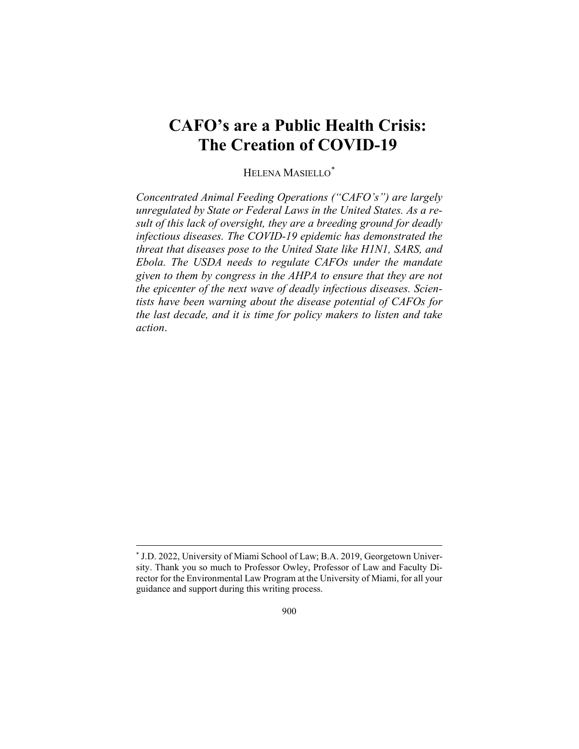# CAFO's are a Public Health Crisis: The Creation of COVID-19

HELENA MASIELLO[*]

*Concentrated Animal Feeding Operations ("CAFO's") are largely unregulated by State or Federal Laws in the United States. As a result of this lack of oversight, they are a breeding ground for deadly infectious diseases. The COVID-19 epidemic has demonstrated the threat that diseases pose to the United State like H1N1, SARS, and Ebola. The USDA needs to regulate CAFOs under the mandate given to them by congress in the AHPA to ensure that they are not the epicenter of the next wave of deadly infectious diseases. Scientists have been warning about the disease potential of CAFOs for the last decade, and it is time for policy makers to listen and take action.*

---

[*] J.D. 2022, University of Miami School of Law; B.A. 2019, Georgetown University. Thank you so much to Professor Owley, Professor of Law and Faculty Director for the Environmental Law Program at the University of Miami, for all your guidance and support during this writing process.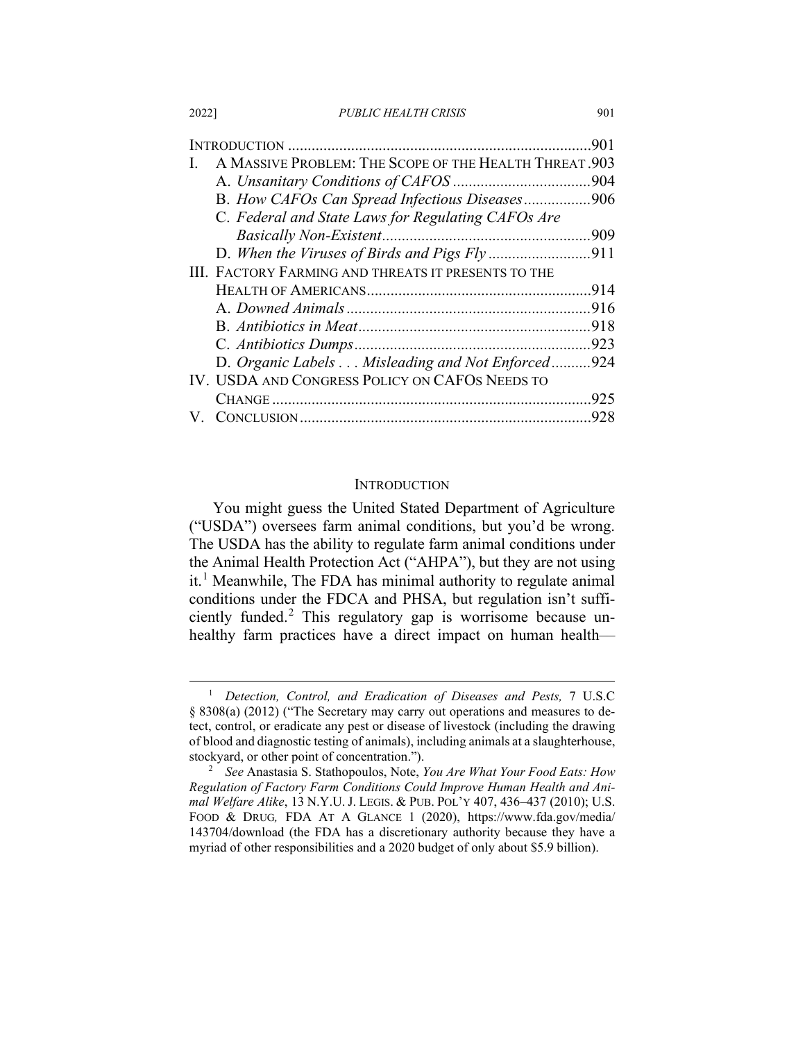| | |
|---|---|
| INTRODUCTION | 901 |
| I. A MASSIVE PROBLEM: THE SCOPE OF THE HEALTH THREAT | 903 |
| A. *Unsanitary Conditions of CAFOS* | 904 |
| B. *How CAFOs Can Spread Infectious Diseases* | 906 |
| C. *Federal and State Laws for Regulating CAFOs Are Basically Non-Existent* | 909 |
| D. *When the Viruses of Birds and Pigs Fly* | 911 |
| III. FACTORY FARMING AND THREATS IT PRESENTS TO THE HEALTH OF AMERICANS | 914 |
| A. *Downed Animals* | 916 |
| B. *Antibiotics in Meat* | 918 |
| C. *Antibiotics Dumps* | 923 |
| D. *Organic Labels . . . Misleading and Not Enforced* | 924 |
| IV. USDA AND CONGRESS POLICY ON CAFOS NEEDS TO CHANGE | 925 |
| V. CONCLUSION | 928 |

## INTRODUCTION

You might guess the United Stated Department of Agriculture ("USDA") oversees farm animal conditions, but you'd be wrong. The USDA has the ability to regulate farm animal conditions under the Animal Health Protection Act ("AHPA"), but they are not using it.[1] Meanwhile, The FDA has minimal authority to regulate animal conditions under the FDCA and PHSA, but regulation isn't sufficiently funded.[2] This regulatory gap is worrisome because unhealthy farm practices have a direct impact on human health—

---

[1] *Detection, Control, and Eradication of Diseases and Pests,* 7 U.S.C § 8308(a) (2012) ("The Secretary may carry out operations and measures to detect, control, or eradicate any pest or disease of livestock (including the drawing of blood and diagnostic testing of animals), including animals at a slaughterhouse, stockyard, or other point of concentration.").

[2] *See* Anastasia S. Stathopoulos, Note, *You Are What Your Food Eats: How Regulation of Factory Farm Conditions Could Improve Human Health and Animal Welfare Alike*, 13 N.Y.U. J. LEGIS. & PUB. POL'Y 407, 436–437 (2010); U.S. FOOD & DRUG, FDA AT A GLANCE 1 (2020), https://www.fda.gov/media/143704/download (the FDA has a discretionary authority because they have a myriad of other responsibilities and a 2020 budget of only about $5.9 billion).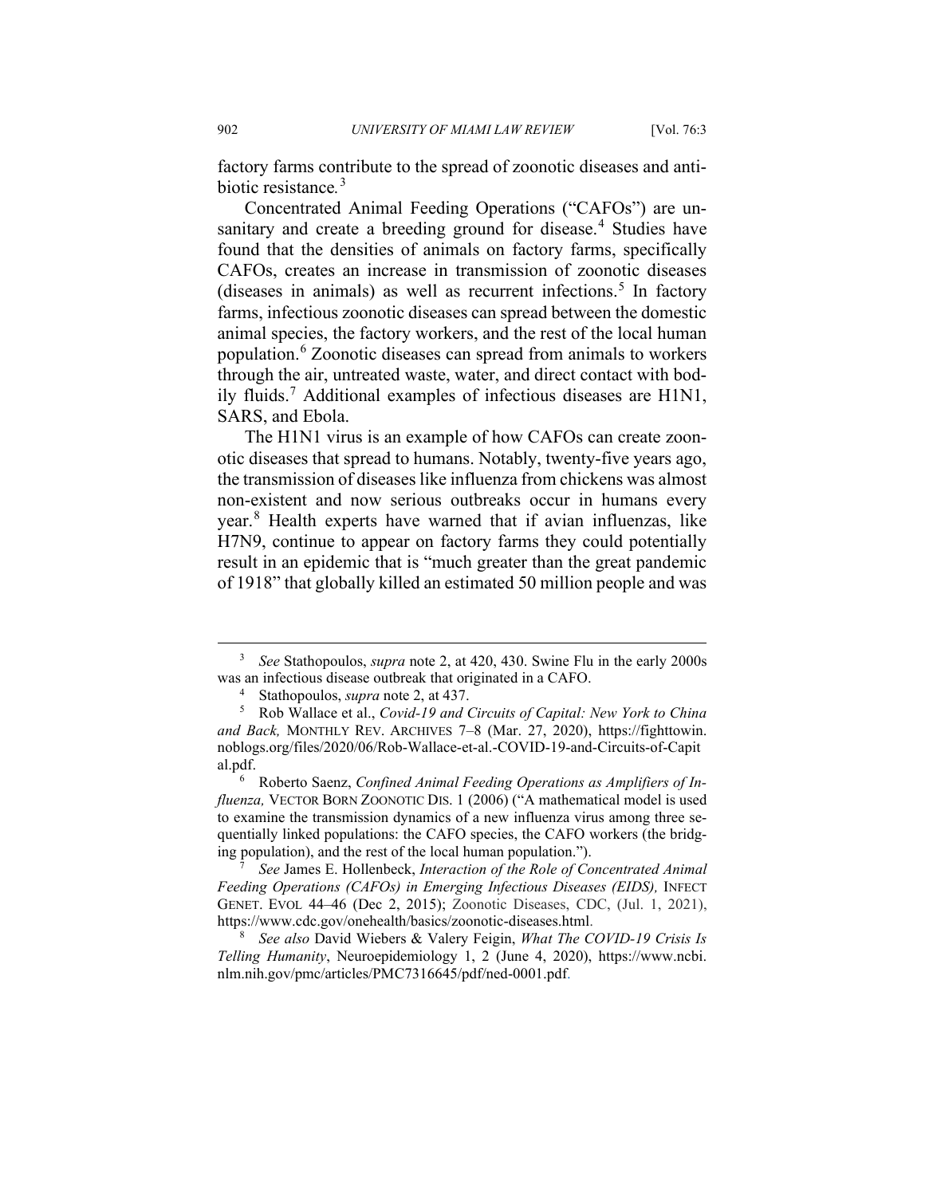factory farms contribute to the spread of zoonotic diseases and antibiotic resistance.[3]

Concentrated Animal Feeding Operations ("CAFOs") are unsanitary and create a breeding ground for disease.[4] Studies have found that the densities of animals on factory farms, specifically CAFOs, creates an increase in transmission of zoonotic diseases (diseases in animals) as well as recurrent infections.[5] In factory farms, infectious zoonotic diseases can spread between the domestic animal species, the factory workers, and the rest of the local human population.[6] Zoonotic diseases can spread from animals to workers through the air, untreated waste, water, and direct contact with bodily fluids.[7] Additional examples of infectious diseases are H1N1, SARS, and Ebola.

The H1N1 virus is an example of how CAFOs can create zoonotic diseases that spread to humans. Notably, twenty-five years ago, the transmission of diseases like influenza from chickens was almost non-existent and now serious outbreaks occur in humans every year.[8] Health experts have warned that if avian influenzas, like H7N9, continue to appear on factory farms they could potentially result in an epidemic that is "much greater than the great pandemic of 1918" that globally killed an estimated 50 million people and was

---

[3] *See* Stathopoulos, *supra* note 2, at 420, 430. Swine Flu in the early 2000s was an infectious disease outbreak that originated in a CAFO.

[4] Stathopoulos, *supra* note 2, at 437.

[5] Rob Wallace et al., *Covid-19 and Circuits of Capital: New York to China and Back,* MONTHLY REV. ARCHIVES 7–8 (Mar. 27, 2020), https://fighttowin.noblogs.org/files/2020/06/Rob-Wallace-et-al.-COVID-19-and-Circuits-of-Capital.pdf.

[6] Roberto Saenz, *Confined Animal Feeding Operations as Amplifiers of Influenza,* VECTOR BORN ZOONOTIC DIS. 1 (2006) ("A mathematical model is used to examine the transmission dynamics of a new influenza virus among three sequentially linked populations: the CAFO species, the CAFO workers (the bridging population), and the rest of the local human population.").

[7] *See* James E. Hollenbeck, *Interaction of the Role of Concentrated Animal Feeding Operations (CAFOs) in Emerging Infectious Diseases (EIDS),* INFECT GENET. EVOL 44–46 (Dec 2, 2015); Zoonotic Diseases, CDC, (Jul. 1, 2021), https://www.cdc.gov/onehealth/basics/zoonotic-diseases.html.

[8] *See also* David Wiebers & Valery Feigin, *What The COVID-19 Crisis Is Telling Humanity*, Neuroepidemiology 1, 2 (June 4, 2020), https://www.ncbi.nlm.nih.gov/pmc/articles/PMC7316645/pdf/ned-0001.pdf.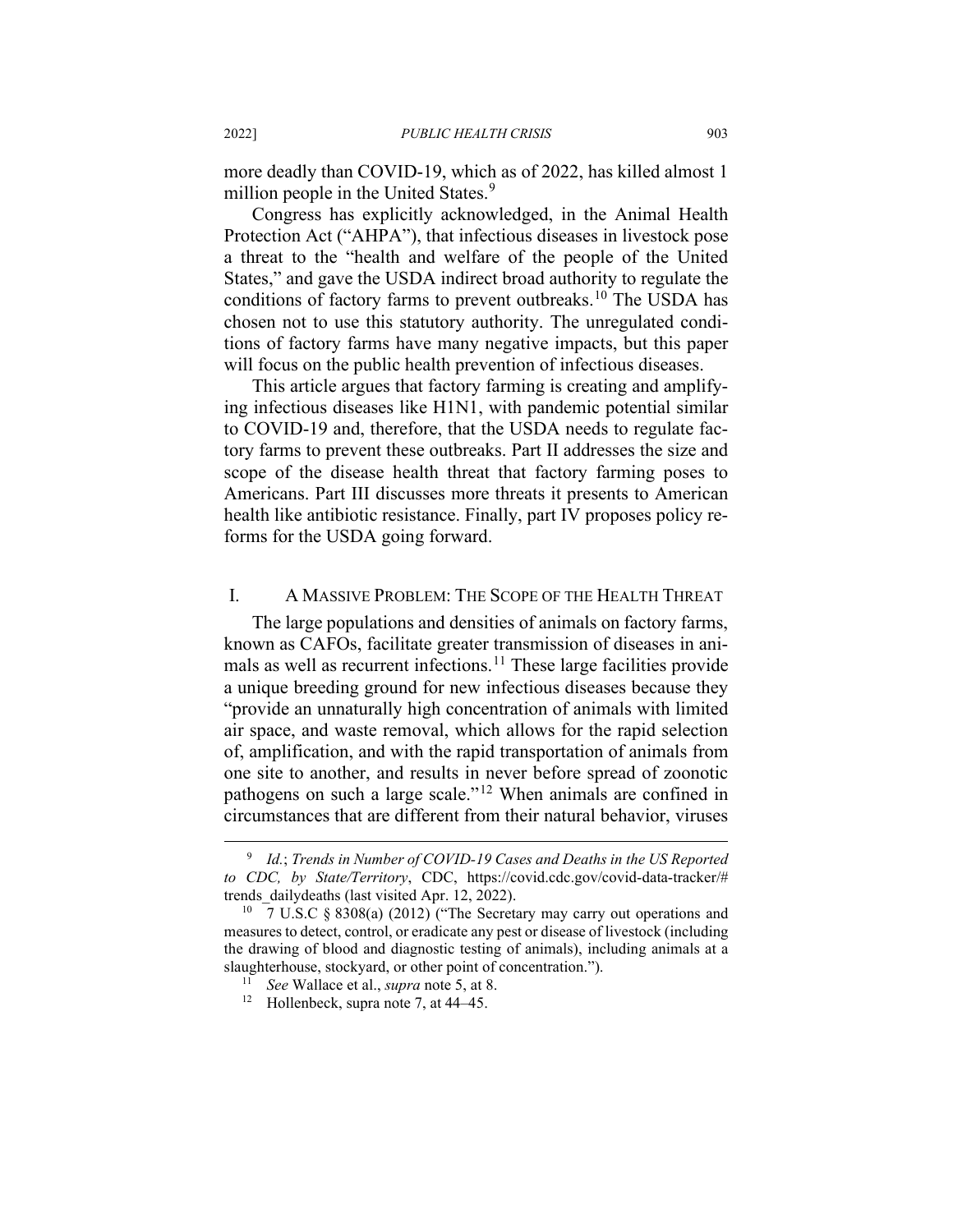more deadly than COVID-19, which as of 2022, has killed almost 1 million people in the United States.[9]

Congress has explicitly acknowledged, in the Animal Health Protection Act ("AHPA"), that infectious diseases in livestock pose a threat to the "health and welfare of the people of the United States," and gave the USDA indirect broad authority to regulate the conditions of factory farms to prevent outbreaks.[10] The USDA has chosen not to use this statutory authority. The unregulated conditions of factory farms have many negative impacts, but this paper will focus on the public health prevention of infectious diseases.

This article argues that factory farming is creating and amplifying infectious diseases like H1N1, with pandemic potential similar to COVID-19 and, therefore, that the USDA needs to regulate factory farms to prevent these outbreaks. Part II addresses the size and scope of the disease health threat that factory farming poses to Americans. Part III discusses more threats it presents to American health like antibiotic resistance. Finally, part IV proposes policy reforms for the USDA going forward.

## I. A MASSIVE PROBLEM: THE SCOPE OF THE HEALTH THREAT

The large populations and densities of animals on factory farms, known as CAFOs, facilitate greater transmission of diseases in animals as well as recurrent infections.[11] These large facilities provide a unique breeding ground for new infectious diseases because they "provide an unnaturally high concentration of animals with limited air space, and waste removal, which allows for the rapid selection of, amplification, and with the rapid transportation of animals from one site to another, and results in never before spread of zoonotic pathogens on such a large scale."[12] When animals are confined in circumstances that are different from their natural behavior, viruses

---

[9] *Id.*; *Trends in Number of COVID-19 Cases and Deaths in the US Reported to CDC, by State/Territory*, CDC, https://covid.cdc.gov/covid-data-tracker/#trends_dailydeaths (last visited Apr. 12, 2022).

[10] 7 U.S.C § 8308(a) (2012) ("The Secretary may carry out operations and measures to detect, control, or eradicate any pest or disease of livestock (including the drawing of blood and diagnostic testing of animals), including animals at a slaughterhouse, stockyard, or other point of concentration.").

[11] *See* Wallace et al., *supra* note 5, at 8.

[12] Hollenbeck, supra note 7, at 44–45.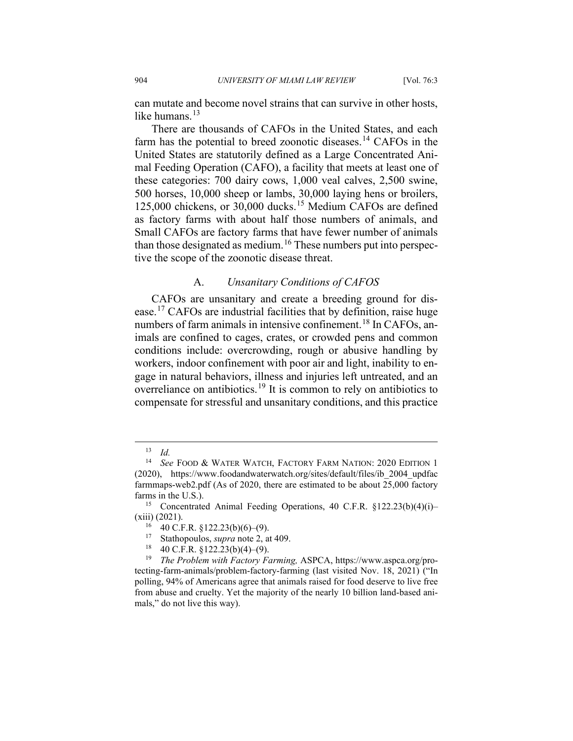can mutate and become novel strains that can survive in other hosts, like humans.[13]

There are thousands of CAFOs in the United States, and each farm has the potential to breed zoonotic diseases.[14] CAFOs in the United States are statutorily defined as a Large Concentrated Animal Feeding Operation (CAFO), a facility that meets at least one of these categories: 700 dairy cows, 1,000 veal calves, 2,500 swine, 500 horses, 10,000 sheep or lambs, 30,000 laying hens or broilers, 125,000 chickens, or 30,000 ducks.[15] Medium CAFOs are defined as factory farms with about half those numbers of animals, and Small CAFOs are factory farms that have fewer number of animals than those designated as medium.[16] These numbers put into perspective the scope of the zoonotic disease threat.

### A. *Unsanitary Conditions of CAFOS*

CAFOs are unsanitary and create a breeding ground for disease.[17] CAFOs are industrial facilities that by definition, raise huge numbers of farm animals in intensive confinement.[18] In CAFOs, animals are confined to cages, crates, or crowded pens and common conditions include: overcrowding, rough or abusive handling by workers, indoor confinement with poor air and light, inability to engage in natural behaviors, illness and injuries left untreated, and an overreliance on antibiotics.[19] It is common to rely on antibiotics to compensate for stressful and unsanitary conditions, and this practice

---

[13] *Id.*

[14] *See* FOOD & WATER WATCH, FACTORY FARM NATION: 2020 EDITION 1 (2020), https://www.foodandwaterwatch.org/sites/default/files/ib_2004_updfacfarmmaps-web2.pdf (As of 2020, there are estimated to be about 25,000 factory farms in the U.S.).

[15] Concentrated Animal Feeding Operations, 40 C.F.R. §122.23(b)(4)(i)–(xiii) (2021).

[16] 40 C.F.R. §122.23(b)(6)–(9).

[17] Stathopoulos, *supra* note 2, at 409.

[18] 40 C.F.R. §122.23(b)(4)–(9).

[19] *The Problem with Factory Farming,* ASPCA, https://www.aspca.org/protecting-farm-animals/problem-factory-farming (last visited Nov. 18, 2021) ("In polling, 94% of Americans agree that animals raised for food deserve to live free from abuse and cruelty. Yet the majority of the nearly 10 billion land-based animals," do not live this way).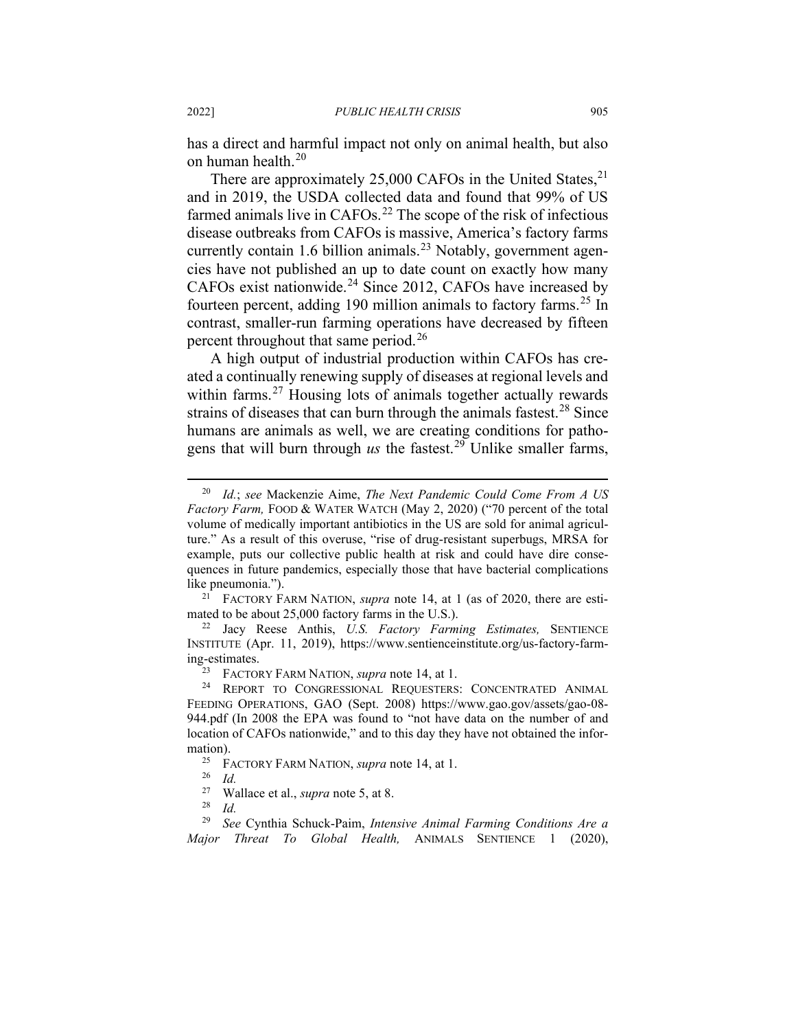has a direct and harmful impact not only on animal health, but also on human health.[20]

There are approximately 25,000 CAFOs in the United States,[21] and in 2019, the USDA collected data and found that 99% of US farmed animals live in CAFOs.[22] The scope of the risk of infectious disease outbreaks from CAFOs is massive, America's factory farms currently contain 1.6 billion animals.[23] Notably, government agencies have not published an up to date count on exactly how many CAFOs exist nationwide.[24] Since 2012, CAFOs have increased by fourteen percent, adding 190 million animals to factory farms.[25] In contrast, smaller-run farming operations have decreased by fifteen percent throughout that same period.[26]

A high output of industrial production within CAFOs has created a continually renewing supply of diseases at regional levels and within farms.[27] Housing lots of animals together actually rewards strains of diseases that can burn through the animals fastest.[28] Since humans are animals as well, we are creating conditions for pathogens that will burn through *us* the fastest.[29] Unlike smaller farms,

---

[20] *Id.*; *see* Mackenzie Aime, *The Next Pandemic Could Come From A US Factory Farm,* FOOD & WATER WATCH (May 2, 2020) ("70 percent of the total volume of medically important antibiotics in the US are sold for animal agriculture." As a result of this overuse, "rise of drug-resistant superbugs, MRSA for example, puts our collective public health at risk and could have dire consequences in future pandemics, especially those that have bacterial complications like pneumonia.").

[21] FACTORY FARM NATION, *supra* note 14, at 1 (as of 2020, there are estimated to be about 25,000 factory farms in the U.S.).

[22] Jacy Reese Anthis, *U.S. Factory Farming Estimates,* SENTIENCE INSTITUTE (Apr. 11, 2019), https://www.sentienceinstitute.org/us-factory-farming-estimates.

[23] FACTORY FARM NATION, *supra* note 14, at 1.

[24] REPORT TO CONGRESSIONAL REQUESTERS: CONCENTRATED ANIMAL FEEDING OPERATIONS, GAO (Sept. 2008) https://www.gao.gov/assets/gao-08-944.pdf (In 2008 the EPA was found to "not have data on the number of and location of CAFOs nationwide," and to this day they have not obtained the information).

[25] FACTORY FARM NATION, *supra* note 14, at 1.

[26] *Id.*

[27] Wallace et al., *supra* note 5, at 8.

[28] *Id.*

[29] *See* Cynthia Schuck-Paim, *Intensive Animal Farming Conditions Are a Major Threat To Global Health,* ANIMALS SENTIENCE 1 (2020),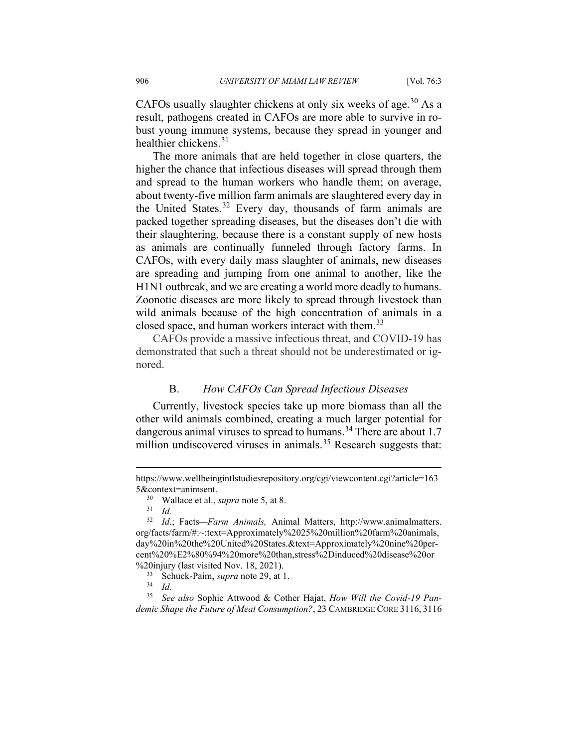CAFOs usually slaughter chickens at only six weeks of age.[30] As a result, pathogens created in CAFOs are more able to survive in robust young immune systems, because they spread in younger and healthier chickens.[31]

The more animals that are held together in close quarters, the higher the chance that infectious diseases will spread through them and spread to the human workers who handle them; on average, about twenty-five million farm animals are slaughtered every day in the United States.[32] Every day, thousands of farm animals are packed together spreading diseases, but the diseases don't die with their slaughtering, because there is a constant supply of new hosts as animals are continually funneled through factory farms. In CAFOs, with every daily mass slaughter of animals, new diseases are spreading and jumping from one animal to another, like the H1N1 outbreak, and we are creating a world more deadly to humans. Zoonotic diseases are more likely to spread through livestock than wild animals because of the high concentration of animals in a closed space, and human workers interact with them.[33]

CAFOs provide a massive infectious threat, and COVID-19 has demonstrated that such a threat should not be underestimated or ignored.

### B. *How CAFOs Can Spread Infectious Diseases*

Currently, livestock species take up more biomass than all the other wild animals combined, creating a much larger potential for dangerous animal viruses to spread to humans.[34] There are about 1.7 million undiscovered viruses in animals.[35] Research suggests that:

---

https://www.wellbeingintlstudiesrepository.org/cgi/viewcontent.cgi?article=1635&context=animsent.

[30] Wallace et al., *supra* note 5, at 8.

[31] *Id.*

[32] *Id.*; Facts—*Farm Animals,* Animal Matters, http://www.animalmatters.org/facts/farm/#:~:text=Approximately%2025%20million%20farm%20animals,day%20in%20the%20United%20States.&text=Approximately%20nine%20percent%20%E2%80%94%20more%20than,stress%2Dinduced%20disease%20or%20injury (last visited Nov. 18, 2021).

[33] Schuck-Paim, *supra* note 29, at 1.

[34] *Id.*

[35] *See also* Sophie Attwood & Cother Hajat, *How Will the Covid-19 Pandemic Shape the Future of Meat Consumption?*, 23 CAMBRIDGE CORE 3116, 3116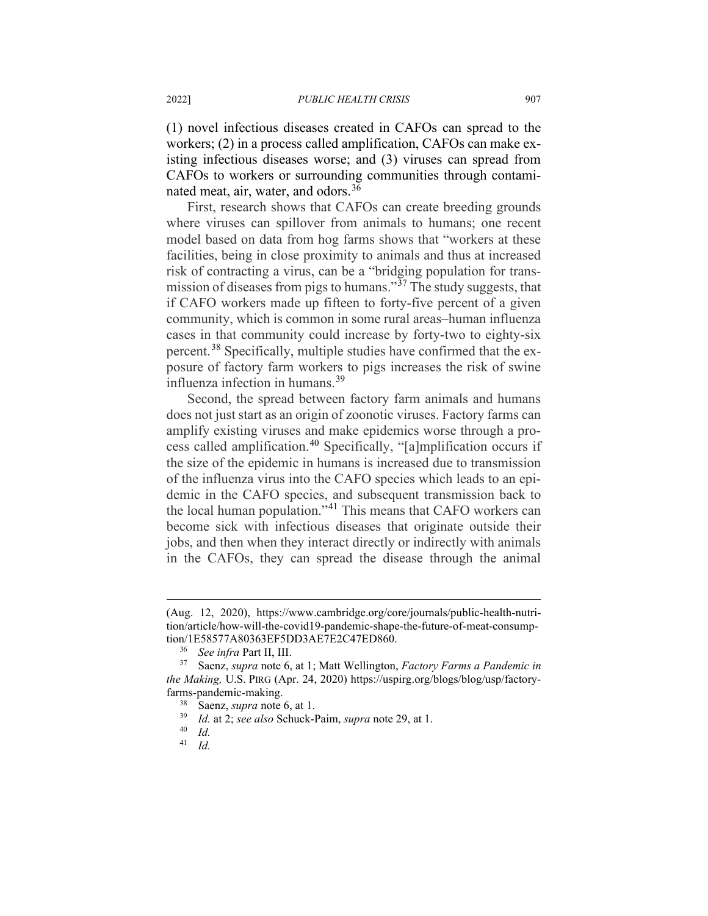(1) novel infectious diseases created in CAFOs can spread to the workers; (2) in a process called amplification, CAFOs can make existing infectious diseases worse; and (3) viruses can spread from CAFOs to workers or surrounding communities through contaminated meat, air, water, and odors.[36]

First, research shows that CAFOs can create breeding grounds where viruses can spillover from animals to humans; one recent model based on data from hog farms shows that "workers at these facilities, being in close proximity to animals and thus at increased risk of contracting a virus, can be a "bridging population for transmission of diseases from pigs to humans."[37] The study suggests, that if CAFO workers made up fifteen to forty-five percent of a given community, which is common in some rural areas–human influenza cases in that community could increase by forty-two to eighty-six percent.[38] Specifically, multiple studies have confirmed that the exposure of factory farm workers to pigs increases the risk of swine influenza infection in humans.[39]

Second, the spread between factory farm animals and humans does not just start as an origin of zoonotic viruses. Factory farms can amplify existing viruses and make epidemics worse through a process called amplification.[40] Specifically, "[a]mplification occurs if the size of the epidemic in humans is increased due to transmission of the influenza virus into the CAFO species which leads to an epidemic in the CAFO species, and subsequent transmission back to the local human population."[41] This means that CAFO workers can become sick with infectious diseases that originate outside their jobs, and then when they interact directly or indirectly with animals in the CAFOs, they can spread the disease through the animal

---

(Aug. 12, 2020), https://www.cambridge.org/core/journals/public-health-nutrition/article/how-will-the-covid19-pandemic-shape-the-future-of-meat-consumption/1E58577A80363EF5DD3AE7E2C47ED860.

[36] *See infra* Part II, III.

[37] Saenz, *supra* note 6, at 1; Matt Wellington, *Factory Farms a Pandemic in the Making,* U.S. PIRG (Apr. 24, 2020) https://uspirg.org/blogs/blog/usp/factory-farms-pandemic-making.

[38] Saenz, *supra* note 6, at 1.

[39] *Id.* at 2; *see also* Schuck-Paim, *supra* note 29, at 1.

[40] *Id.*

[41] *Id.*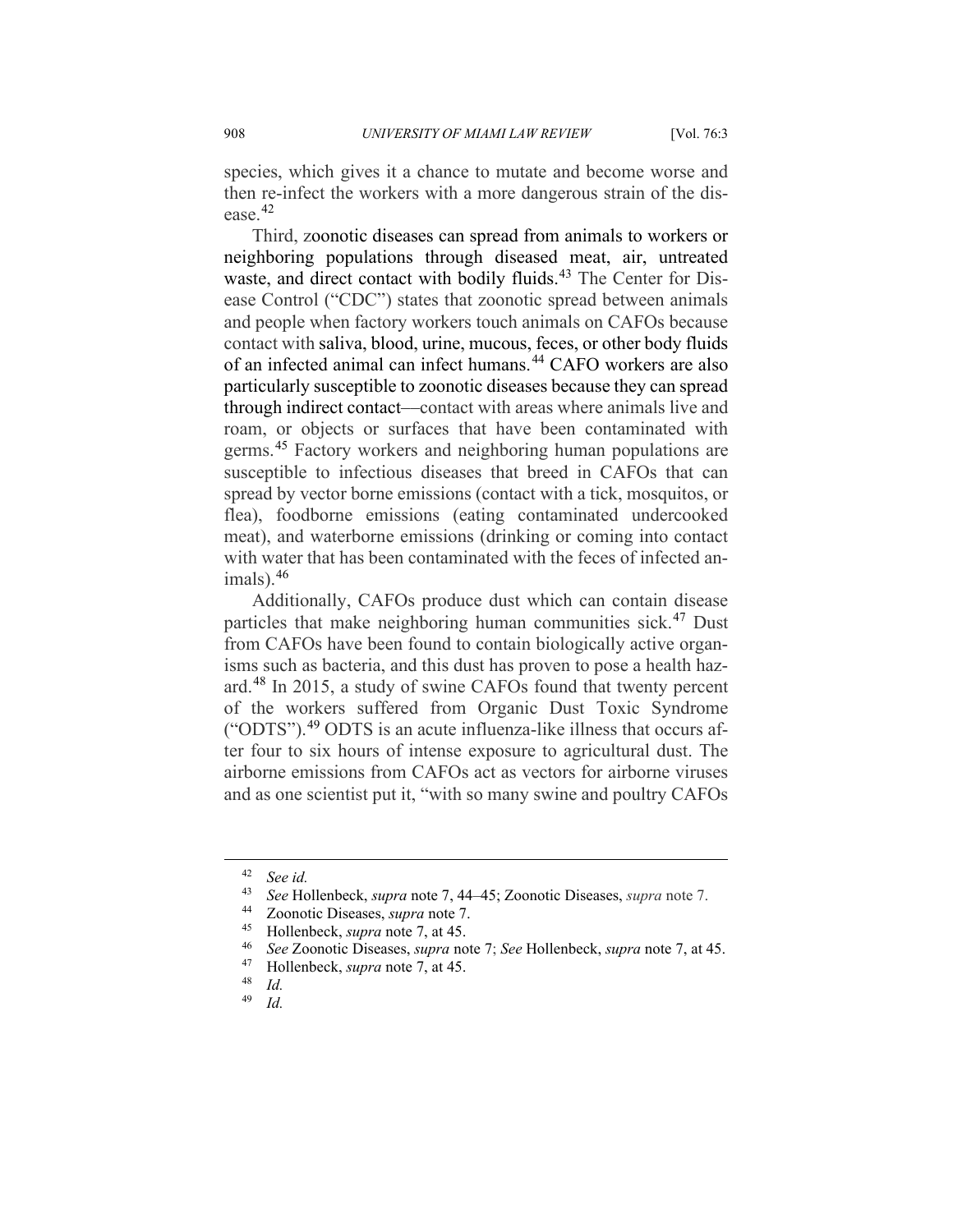species, which gives it a chance to mutate and become worse and then re-infect the workers with a more dangerous strain of the disease.[42]

Third, zoonotic diseases can spread from animals to workers or neighboring populations through diseased meat, air, untreated waste, and direct contact with bodily fluids.[43] The Center for Disease Control ("CDC") states that zoonotic spread between animals and people when factory workers touch animals on CAFOs because contact with saliva, blood, urine, mucous, feces, or other body fluids of an infected animal can infect humans.[44] CAFO workers are also particularly susceptible to zoonotic diseases because they can spread through indirect contact—contact with areas where animals live and roam, or objects or surfaces that have been contaminated with germs.[45] Factory workers and neighboring human populations are susceptible to infectious diseases that breed in CAFOs that can spread by vector borne emissions (contact with a tick, mosquitos, or flea), foodborne emissions (eating contaminated undercooked meat), and waterborne emissions (drinking or coming into contact with water that has been contaminated with the feces of infected animals).[46]

Additionally, CAFOs produce dust which can contain disease particles that make neighboring human communities sick.[47] Dust from CAFOs have been found to contain biologically active organisms such as bacteria, and this dust has proven to pose a health hazard.[48] In 2015, a study of swine CAFOs found that twenty percent of the workers suffered from Organic Dust Toxic Syndrome ("ODTS").[49] ODTS is an acute influenza-like illness that occurs after four to six hours of intense exposure to agricultural dust. The airborne emissions from CAFOs act as vectors for airborne viruses and as one scientist put it, "with so many swine and poultry CAFOs

---

[42] *See id.*

[43] *See* Hollenbeck, *supra* note 7, 44–45; Zoonotic Diseases, *supra* note 7.

[44] Zoonotic Diseases, *supra* note 7.

[45] Hollenbeck, *supra* note 7, at 45.

[46] *See* Zoonotic Diseases, *supra* note 7; *See* Hollenbeck, *supra* note 7, at 45.

[47] Hollenbeck, *supra* note 7, at 45.

[48] *Id.*

[49] *Id.*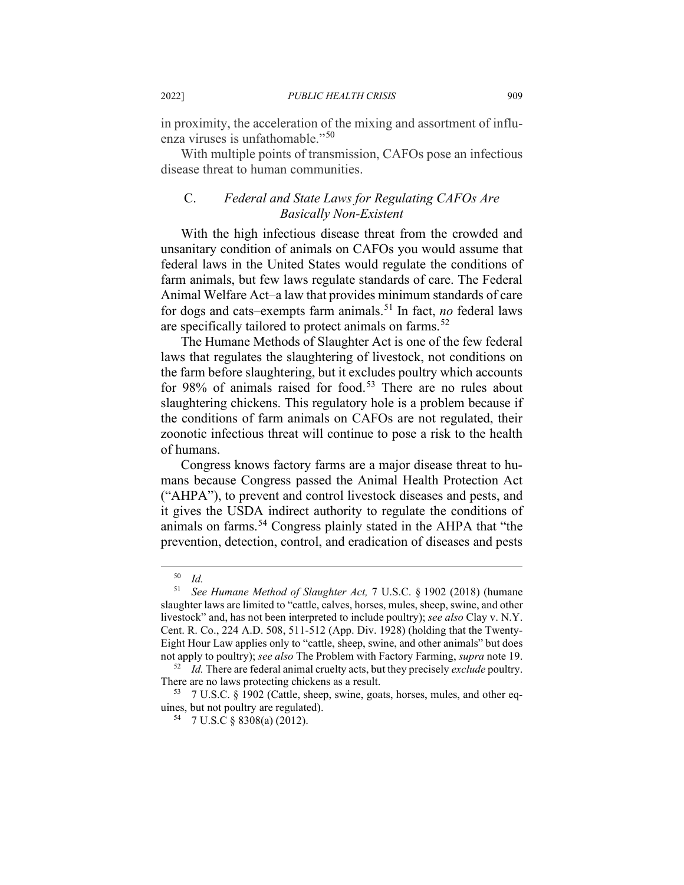in proximity, the acceleration of the mixing and assortment of influenza viruses is unfathomable."[50]

With multiple points of transmission, CAFOs pose an infectious disease threat to human communities.

### C. *Federal and State Laws for Regulating CAFOs Are Basically Non-Existent*

With the high infectious disease threat from the crowded and unsanitary condition of animals on CAFOs you would assume that federal laws in the United States would regulate the conditions of farm animals, but few laws regulate standards of care. The Federal Animal Welfare Act–a law that provides minimum standards of care for dogs and cats–exempts farm animals.[51] In fact, *no* federal laws are specifically tailored to protect animals on farms.[52]

The Humane Methods of Slaughter Act is one of the few federal laws that regulates the slaughtering of livestock, not conditions on the farm before slaughtering, but it excludes poultry which accounts for 98% of animals raised for food.[53] There are no rules about slaughtering chickens. This regulatory hole is a problem because if the conditions of farm animals on CAFOs are not regulated, their zoonotic infectious threat will continue to pose a risk to the health of humans.

Congress knows factory farms are a major disease threat to humans because Congress passed the Animal Health Protection Act ("AHPA"), to prevent and control livestock diseases and pests, and it gives the USDA indirect authority to regulate the conditions of animals on farms.[54] Congress plainly stated in the AHPA that "the prevention, detection, control, and eradication of diseases and pests

---

[50] *Id.*

[51] *See Humane Method of Slaughter Act,* 7 U.S.C. § 1902 (2018) (humane slaughter laws are limited to "cattle, calves, horses, mules, sheep, swine, and other livestock" and, has not been interpreted to include poultry); *see also* Clay v. N.Y. Cent. R. Co., 224 A.D. 508, 511-512 (App. Div. 1928) (holding that the Twenty-Eight Hour Law applies only to "cattle, sheep, swine, and other animals" but does not apply to poultry); *see also* The Problem with Factory Farming, *supra* note 19.

[52] *Id.* There are federal animal cruelty acts, but they precisely *exclude* poultry. There are no laws protecting chickens as a result.

[53] 7 U.S.C. § 1902 (Cattle, sheep, swine, goats, horses, mules, and other equines, but not poultry are regulated).

[54] 7 U.S.C § 8308(a) (2012).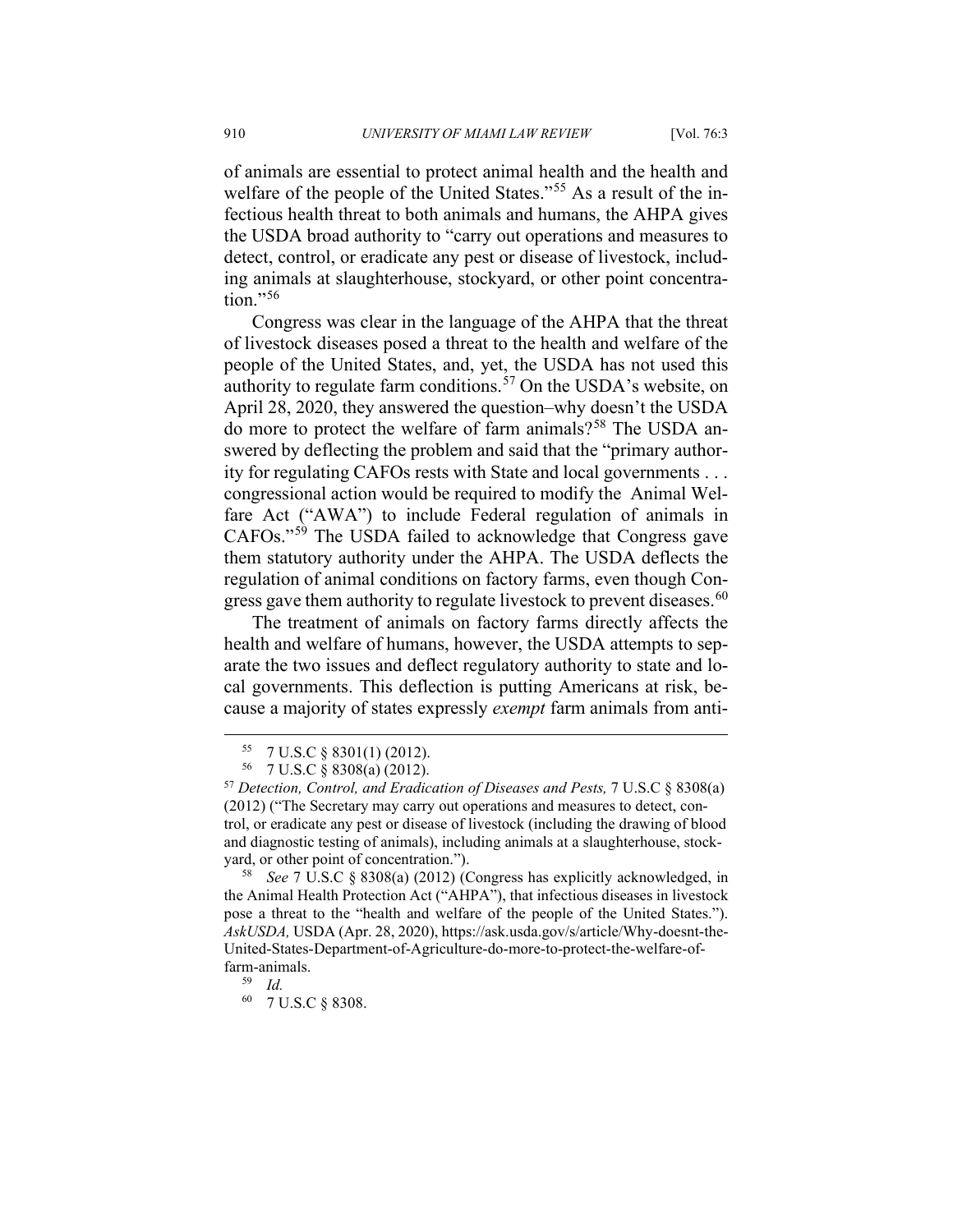of animals are essential to protect animal health and the health and welfare of the people of the United States."[55] As a result of the infectious health threat to both animals and humans, the AHPA gives the USDA broad authority to "carry out operations and measures to detect, control, or eradicate any pest or disease of livestock, including animals at slaughterhouse, stockyard, or other point concentration."[56]

Congress was clear in the language of the AHPA that the threat of livestock diseases posed a threat to the health and welfare of the people of the United States, and, yet, the USDA has not used this authority to regulate farm conditions.[57] On the USDA's website, on April 28, 2020, they answered the question–why doesn't the USDA do more to protect the welfare of farm animals?[58] The USDA answered by deflecting the problem and said that the "primary authority for regulating CAFOs rests with State and local governments . . . congressional action would be required to modify the Animal Welfare Act ("AWA") to include Federal regulation of animals in CAFOs."[59] The USDA failed to acknowledge that Congress gave them statutory authority under the AHPA. The USDA deflects the regulation of animal conditions on factory farms, even though Congress gave them authority to regulate livestock to prevent diseases.[60]

The treatment of animals on factory farms directly affects the health and welfare of humans, however, the USDA attempts to separate the two issues and deflect regulatory authority to state and local governments. This deflection is putting Americans at risk, because a majority of states expressly *exempt* farm animals from anti-

---

[55] 7 U.S.C § 8301(1) (2012).

[56] 7 U.S.C § 8308(a) (2012).

[57] *Detection, Control, and Eradication of Diseases and Pests,* 7 U.S.C § 8308(a) (2012) ("The Secretary may carry out operations and measures to detect, control, or eradicate any pest or disease of livestock (including the drawing of blood and diagnostic testing of animals), including animals at a slaughterhouse, stockyard, or other point of concentration.").

[58] *See* 7 U.S.C § 8308(a) (2012) (Congress has explicitly acknowledged, in the Animal Health Protection Act ("AHPA"), that infectious diseases in livestock pose a threat to the "health and welfare of the people of the United States."). *AskUSDA,* USDA (Apr. 28, 2020), https://ask.usda.gov/s/article/Why-doesnt-the-United-States-Department-of-Agriculture-do-more-to-protect-the-welfare-of-farm-animals.

[59] *Id.*

[60] 7 U.S.C § 8308.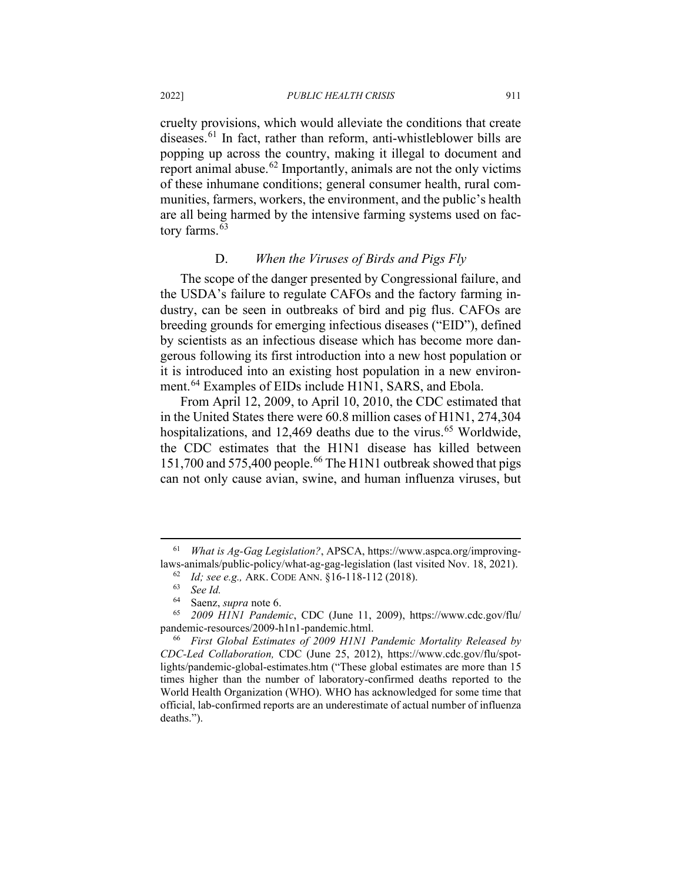cruelty provisions, which would alleviate the conditions that create diseases.[61] In fact, rather than reform, anti-whistleblower bills are popping up across the country, making it illegal to document and report animal abuse.[62] Importantly, animals are not the only victims of these inhumane conditions; general consumer health, rural communities, farmers, workers, the environment, and the public's health are all being harmed by the intensive farming systems used on factory farms.[63]

### D. *When the Viruses of Birds and Pigs Fly*

The scope of the danger presented by Congressional failure, and the USDA's failure to regulate CAFOs and the factory farming industry, can be seen in outbreaks of bird and pig flus. CAFOs are breeding grounds for emerging infectious diseases ("EID"), defined by scientists as an infectious disease which has become more dangerous following its first introduction into a new host population or it is introduced into an existing host population in a new environment.[64] Examples of EIDs include H1N1, SARS, and Ebola.

From April 12, 2009, to April 10, 2010, the CDC estimated that in the United States there were 60.8 million cases of H1N1, 274,304 hospitalizations, and 12,469 deaths due to the virus.[65] Worldwide, the CDC estimates that the H1N1 disease has killed between 151,700 and 575,400 people.[66] The H1N1 outbreak showed that pigs can not only cause avian, swine, and human influenza viruses, but

---

[61] *What is Ag-Gag Legislation?*, APSCA, https://www.aspca.org/improving-laws-animals/public-policy/what-ag-gag-legislation (last visited Nov. 18, 2021).

[62] *Id; see e.g.,* ARK. CODE ANN. §16-118-112 (2018).

[63] *See Id.*

[64] Saenz, *supra* note 6.

[65] *2009 H1N1 Pandemic*, CDC (June 11, 2009), https://www.cdc.gov/flu/pandemic-resources/2009-h1n1-pandemic.html.

[66] *First Global Estimates of 2009 H1N1 Pandemic Mortality Released by CDC-Led Collaboration,* CDC (June 25, 2012), https://www.cdc.gov/flu/spotlights/pandemic-global-estimates.htm ("These global estimates are more than 15 times higher than the number of laboratory-confirmed deaths reported to the World Health Organization (WHO). WHO has acknowledged for some time that official, lab-confirmed reports are an underestimate of actual number of influenza deaths.").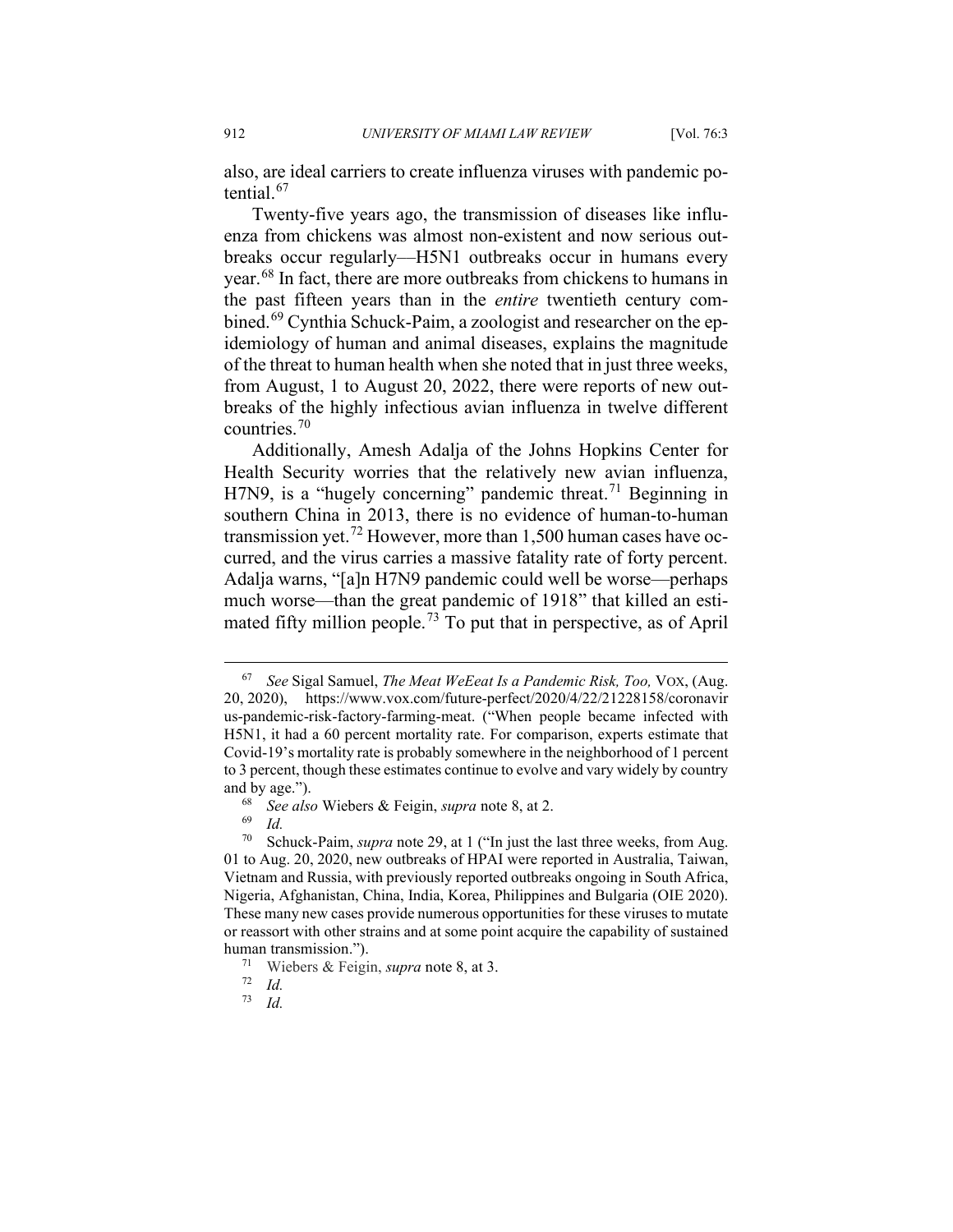also, are ideal carriers to create influenza viruses with pandemic potential.[67]

Twenty-five years ago, the transmission of diseases like influenza from chickens was almost non-existent and now serious outbreaks occur regularly—H5N1 outbreaks occur in humans every year.[68] In fact, there are more outbreaks from chickens to humans in the past fifteen years than in the *entire* twentieth century combined.[69] Cynthia Schuck-Paim, a zoologist and researcher on the epidemiology of human and animal diseases, explains the magnitude of the threat to human health when she noted that in just three weeks, from August, 1 to August 20, 2022, there were reports of new outbreaks of the highly infectious avian influenza in twelve different countries.[70]

Additionally, Amesh Adalja of the Johns Hopkins Center for Health Security worries that the relatively new avian influenza, H7N9, is a "hugely concerning" pandemic threat.[71] Beginning in southern China in 2013, there is no evidence of human-to-human transmission yet.[72] However, more than 1,500 human cases have occurred, and the virus carries a massive fatality rate of forty percent. Adalja warns, "[a]n H7N9 pandemic could well be worse—perhaps much worse—than the great pandemic of 1918" that killed an estimated fifty million people.[73] To put that in perspective, as of April

---

[67] *See* Sigal Samuel, *The Meat WeEeat Is a Pandemic Risk, Too,* VOX, (Aug. 20, 2020), https://www.vox.com/future-perfect/2020/4/22/21228158/coronavirus-pandemic-risk-factory-farming-meat. ("When people became infected with H5N1, it had a 60 percent mortality rate. For comparison, experts estimate that Covid-19's mortality rate is probably somewhere in the neighborhood of 1 percent to 3 percent, though these estimates continue to evolve and vary widely by country and by age.").

[68] *See also* Wiebers & Feigin, *supra* note 8, at 2.

[69] *Id.*

[70] Schuck-Paim, *supra* note 29, at 1 ("In just the last three weeks, from Aug. 01 to Aug. 20, 2020, new outbreaks of HPAI were reported in Australia, Taiwan, Vietnam and Russia, with previously reported outbreaks ongoing in South Africa, Nigeria, Afghanistan, China, India, Korea, Philippines and Bulgaria (OIE 2020). These many new cases provide numerous opportunities for these viruses to mutate or reassort with other strains and at some point acquire the capability of sustained human transmission.").

[71] Wiebers & Feigin, *supra* note 8, at 3.

[72] *Id.*

[73] *Id.*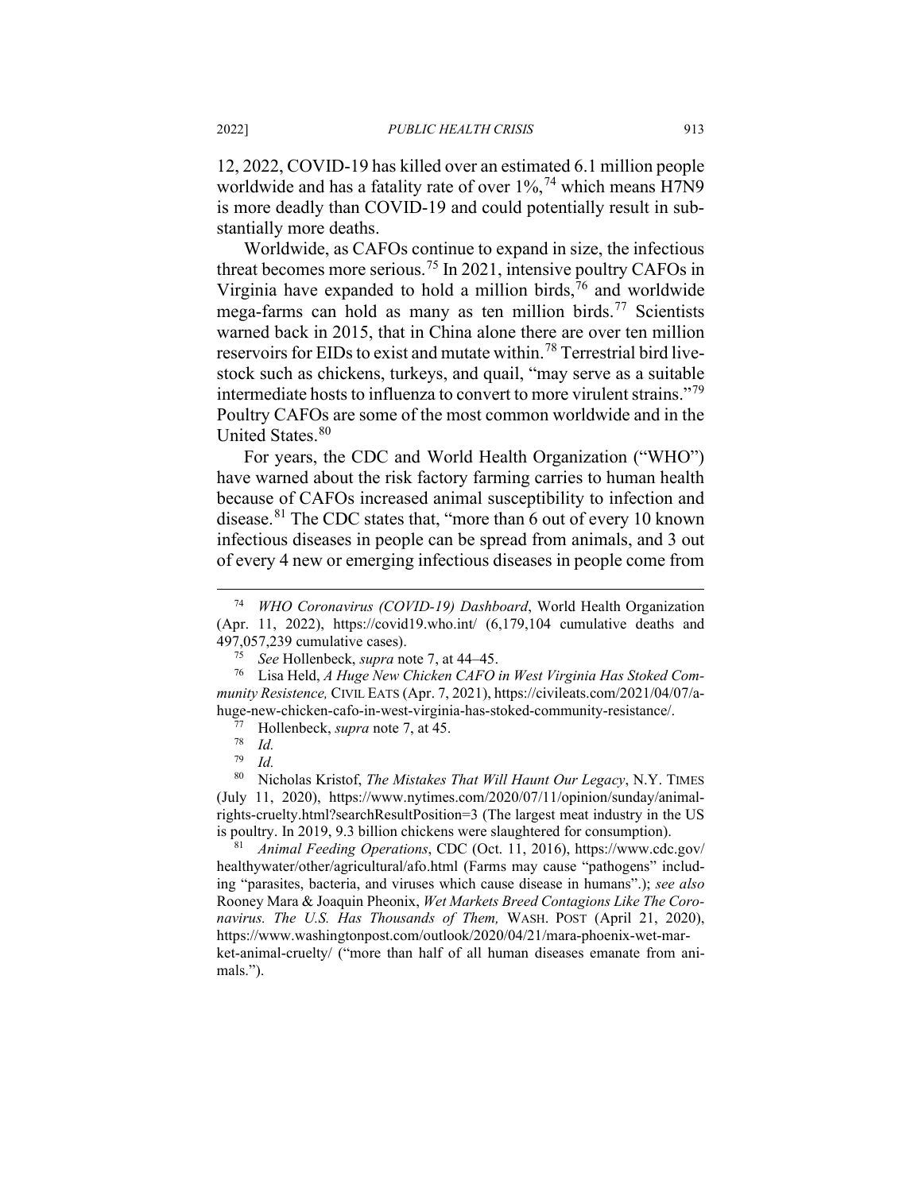12, 2022, COVID-19 has killed over an estimated 6.1 million people worldwide and has a fatality rate of over 1%,[74] which means H7N9 is more deadly than COVID-19 and could potentially result in substantially more deaths.

Worldwide, as CAFOs continue to expand in size, the infectious threat becomes more serious.[75] In 2021, intensive poultry CAFOs in Virginia have expanded to hold a million birds,[76] and worldwide mega-farms can hold as many as ten million birds.[77] Scientists warned back in 2015, that in China alone there are over ten million reservoirs for EIDs to exist and mutate within.[78] Terrestrial bird livestock such as chickens, turkeys, and quail, "may serve as a suitable intermediate hosts to influenza to convert to more virulent strains."[79] Poultry CAFOs are some of the most common worldwide and in the United States.[80]

For years, the CDC and World Health Organization ("WHO") have warned about the risk factory farming carries to human health because of CAFOs increased animal susceptibility to infection and disease.[81] The CDC states that, "more than 6 out of every 10 known infectious diseases in people can be spread from animals, and 3 out of every 4 new or emerging infectious diseases in people come from

---

[74] *WHO Coronavirus (COVID-19) Dashboard*, World Health Organization (Apr. 11, 2022), https://covid19.who.int/ (6,179,104 cumulative deaths and 497,057,239 cumulative cases).

[75] *See* Hollenbeck, *supra* note 7, at 44–45.

[76] Lisa Held, *A Huge New Chicken CAFO in West Virginia Has Stoked Community Resistence,* CIVIL EATS (Apr. 7, 2021), https://civileats.com/2021/04/07/a-huge-new-chicken-cafo-in-west-virginia-has-stoked-community-resistance/.

[77] Hollenbeck, *supra* note 7, at 45.

[78] *Id.*

[79] *Id.*

[80] Nicholas Kristof, *The Mistakes That Will Haunt Our Legacy*, N.Y. TIMES (July 11, 2020), https://www.nytimes.com/2020/07/11/opinion/sunday/animal-rights-cruelty.html?searchResultPosition=3 (The largest meat industry in the US is poultry. In 2019, 9.3 billion chickens were slaughtered for consumption).

[81] *Animal Feeding Operations*, CDC (Oct. 11, 2016), https://www.cdc.gov/healthywater/other/agricultural/afo.html (Farms may cause "pathogens" including "parasites, bacteria, and viruses which cause disease in humans".); *see also* Rooney Mara & Joaquin Pheonix, *Wet Markets Breed Contagions Like The Coronavirus. The U.S. Has Thousands of Them,* WASH. POST (April 21, 2020), https://www.washingtonpost.com/outlook/2020/04/21/mara-phoenix-wet-market-animal-cruelty/ ("more than half of all human diseases emanate from animals.").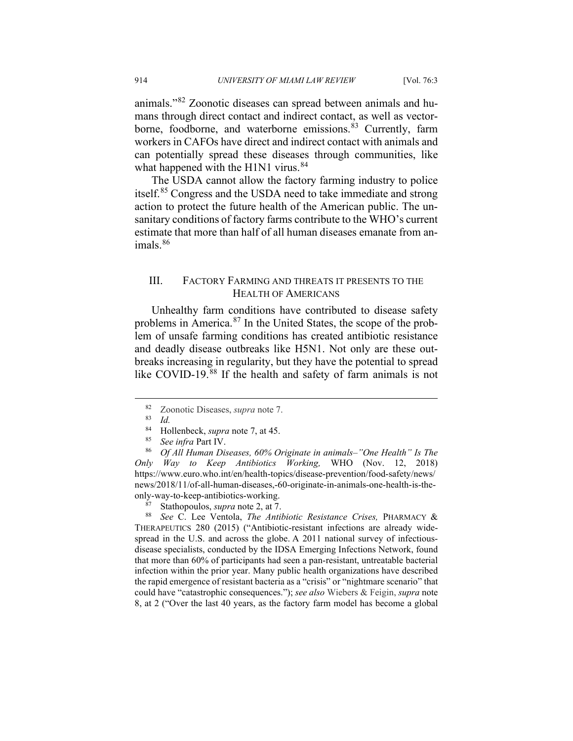animals."[82] Zoonotic diseases can spread between animals and humans through direct contact and indirect contact, as well as vector-borne, foodborne, and waterborne emissions.[83] Currently, farm workers in CAFOs have direct and indirect contact with animals and can potentially spread these diseases through communities, like what happened with the H1N1 virus.[84]

The USDA cannot allow the factory farming industry to police itself.[85] Congress and the USDA need to take immediate and strong action to protect the future health of the American public. The unsanitary conditions of factory farms contribute to the WHO's current estimate that more than half of all human diseases emanate from animals.[86]

## III. Factory Farming and threats it presents to the Health of Americans

Unhealthy farm conditions have contributed to disease safety problems in America.[87] In the United States, the scope of the problem of unsafe farming conditions has created antibiotic resistance and deadly disease outbreaks like H5N1. Not only are these outbreaks increasing in regularity, but they have the potential to spread like COVID-19.[88] If the health and safety of farm animals is not

---

[82] Zoonotic Diseases, *supra* note 7.

[83] *Id.*

[84] Hollenbeck, *supra* note 7, at 45.

[85] *See infra* Part IV.

[86] *Of All Human Diseases, 60% Originate in animals–"One Health" Is The Only Way to Keep Antibiotics Working,* WHO (Nov. 12, 2018) https://www.euro.who.int/en/health-topics/disease-prevention/food-safety/news/news/2018/11/of-all-human-diseases,-60-originate-in-animals-one-health-is-the-only-way-to-keep-antibiotics-working.

[87] Stathopoulos, *supra* note 2, at 7.

[88] *See* C. Lee Ventola, *The Antibiotic Resistance Crises,* PHARMACY & THERAPEUTICS 280 (2015) ("Antibiotic-resistant infections are already widespread in the U.S. and across the globe. A 2011 national survey of infectious-disease specialists, conducted by the IDSA Emerging Infections Network, found that more than 60% of participants had seen a pan-resistant, untreatable bacterial infection within the prior year. Many public health organizations have described the rapid emergence of resistant bacteria as a "crisis" or "nightmare scenario" that could have "catastrophic consequences."); *see also* Wiebers & Feigin, *supra* note 8, at 2 ("Over the last 40 years, as the factory farm model has become a global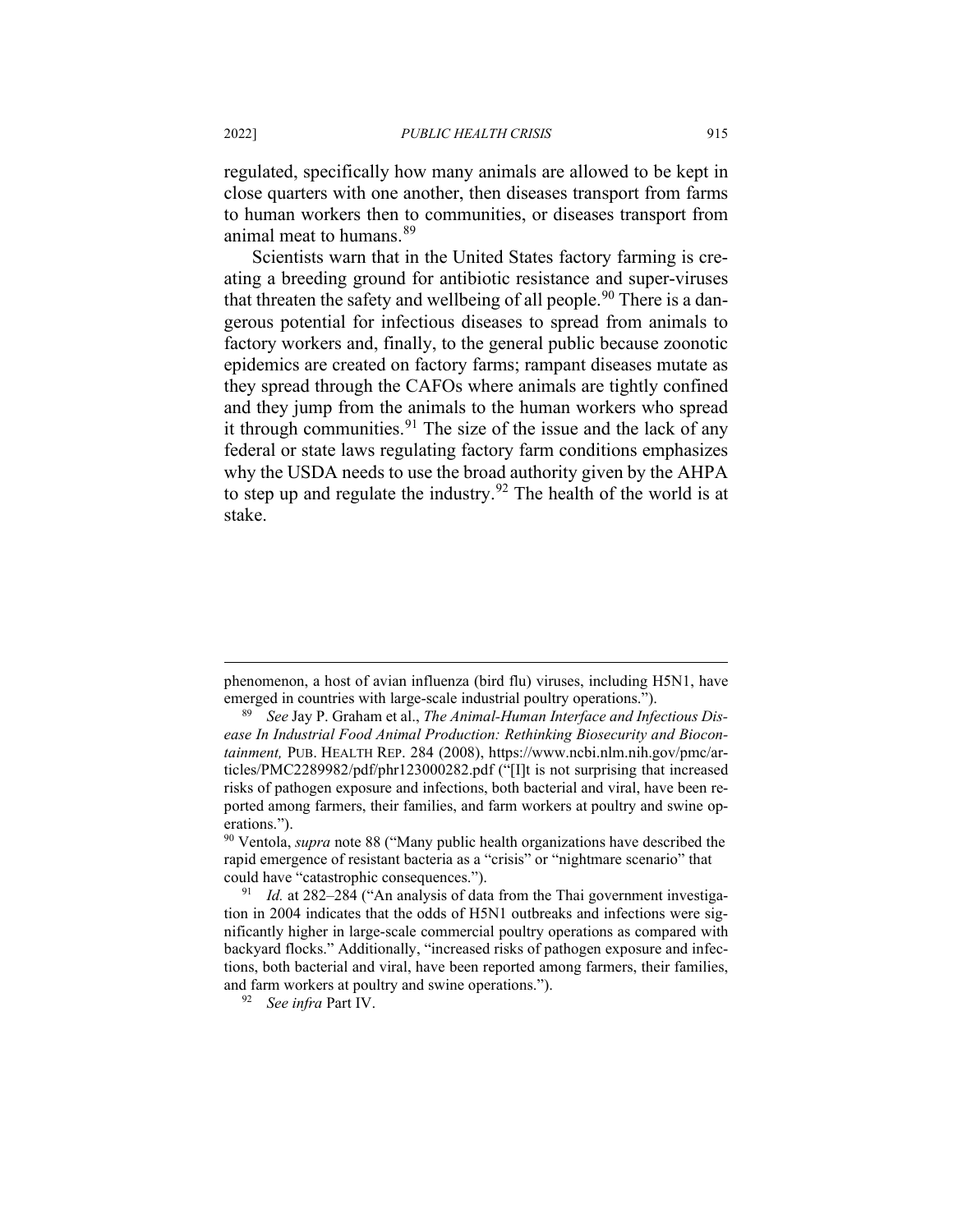regulated, specifically how many animals are allowed to be kept in close quarters with one another, then diseases transport from farms to human workers then to communities, or diseases transport from animal meat to humans.[89]

Scientists warn that in the United States factory farming is creating a breeding ground for antibiotic resistance and super-viruses that threaten the safety and wellbeing of all people.[90] There is a dangerous potential for infectious diseases to spread from animals to factory workers and, finally, to the general public because zoonotic epidemics are created on factory farms; rampant diseases mutate as they spread through the CAFOs where animals are tightly confined and they jump from the animals to the human workers who spread it through communities.[91] The size of the issue and the lack of any federal or state laws regulating factory farm conditions emphasizes why the USDA needs to use the broad authority given by the AHPA to step up and regulate the industry.[92] The health of the world is at stake.

---

phenomenon, a host of avian influenza (bird flu) viruses, including H5N1, have emerged in countries with large-scale industrial poultry operations.").

[89] *See* Jay P. Graham et al., *The Animal-Human Interface and Infectious Disease In Industrial Food Animal Production: Rethinking Biosecurity and Biocontainment,* PUB. HEALTH REP. 284 (2008), https://www.ncbi.nlm.nih.gov/pmc/articles/PMC2289982/pdf/phr123000282.pdf ("[I]t is not surprising that increased risks of pathogen exposure and infections, both bacterial and viral, have been reported among farmers, their families, and farm workers at poultry and swine operations.").

[90] Ventola, *supra* note 88 ("Many public health organizations have described the rapid emergence of resistant bacteria as a "crisis" or "nightmare scenario" that could have "catastrophic consequences.").

[91] *Id.* at 282–284 ("An analysis of data from the Thai government investigation in 2004 indicates that the odds of H5N1 outbreaks and infections were significantly higher in large-scale commercial poultry operations as compared with backyard flocks." Additionally, "increased risks of pathogen exposure and infections, both bacterial and viral, have been reported among farmers, their families, and farm workers at poultry and swine operations.").

[92] *See infra* Part IV.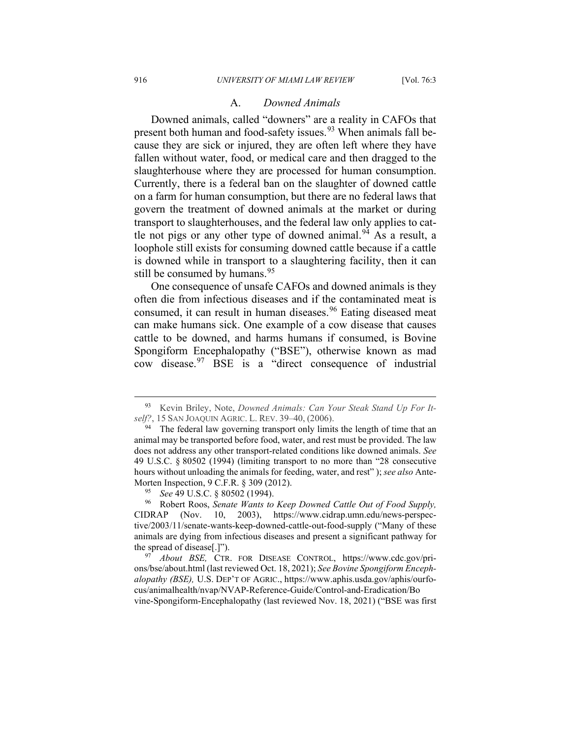### A. *Downed Animals*

Downed animals, called "downers" are a reality in CAFOs that present both human and food-safety issues.[93] When animals fall because they are sick or injured, they are often left where they have fallen without water, food, or medical care and then dragged to the slaughterhouse where they are processed for human consumption. Currently, there is a federal ban on the slaughter of downed cattle on a farm for human consumption, but there are no federal laws that govern the treatment of downed animals at the market or during transport to slaughterhouses, and the federal law only applies to cattle not pigs or any other type of downed animal.[94] As a result, a loophole still exists for consuming downed cattle because if a cattle is downed while in transport to a slaughtering facility, then it can still be consumed by humans.[95]

One consequence of unsafe CAFOs and downed animals is they often die from infectious diseases and if the contaminated meat is consumed, it can result in human diseases.[96] Eating diseased meat can make humans sick. One example of a cow disease that causes cattle to be downed, and harms humans if consumed, is Bovine Spongiform Encephalopathy ("BSE"), otherwise known as mad cow disease.[97] BSE is a "direct consequence of industrial

---

[93] Kevin Briley, Note, *Downed Animals: Can Your Steak Stand Up For Itself?*, 15 SAN JOAQUIN AGRIC. L. REV. 39–40, (2006).

[94] The federal law governing transport only limits the length of time that an animal may be transported before food, water, and rest must be provided. The law does not address any other transport-related conditions like downed animals. *See* 49 U.S.C. § 80502 (1994) (limiting transport to no more than "28 consecutive hours without unloading the animals for feeding, water, and rest" ); *see also* Ante-Morten Inspection, 9 C.F.R. § 309 (2012).

[95] *See* 49 U.S.C. § 80502 (1994).

[96] Robert Roos, *Senate Wants to Keep Downed Cattle Out of Food Supply,* CIDRAP (Nov. 10, 2003), https://www.cidrap.umn.edu/news-perspective/2003/11/senate-wants-keep-downed-cattle-out-food-supply ("Many of these animals are dying from infectious diseases and present a significant pathway for the spread of disease[.]").

[97] *About BSE,* CTR. FOR DISEASE CONTROL, https://www.cdc.gov/prions/bse/about.html (last reviewed Oct. 18, 2021); *See Bovine Spongiform Encephalopathy (BSE),* U.S. DEP'T OF AGRIC., https://www.aphis.usda.gov/aphis/ourfocus/animalhealth/nvap/NVAP-Reference-Guide/Control-and-Eradication/Bovine-Spongiform-Encephalopathy (last reviewed Nov. 18, 2021) ("BSE was first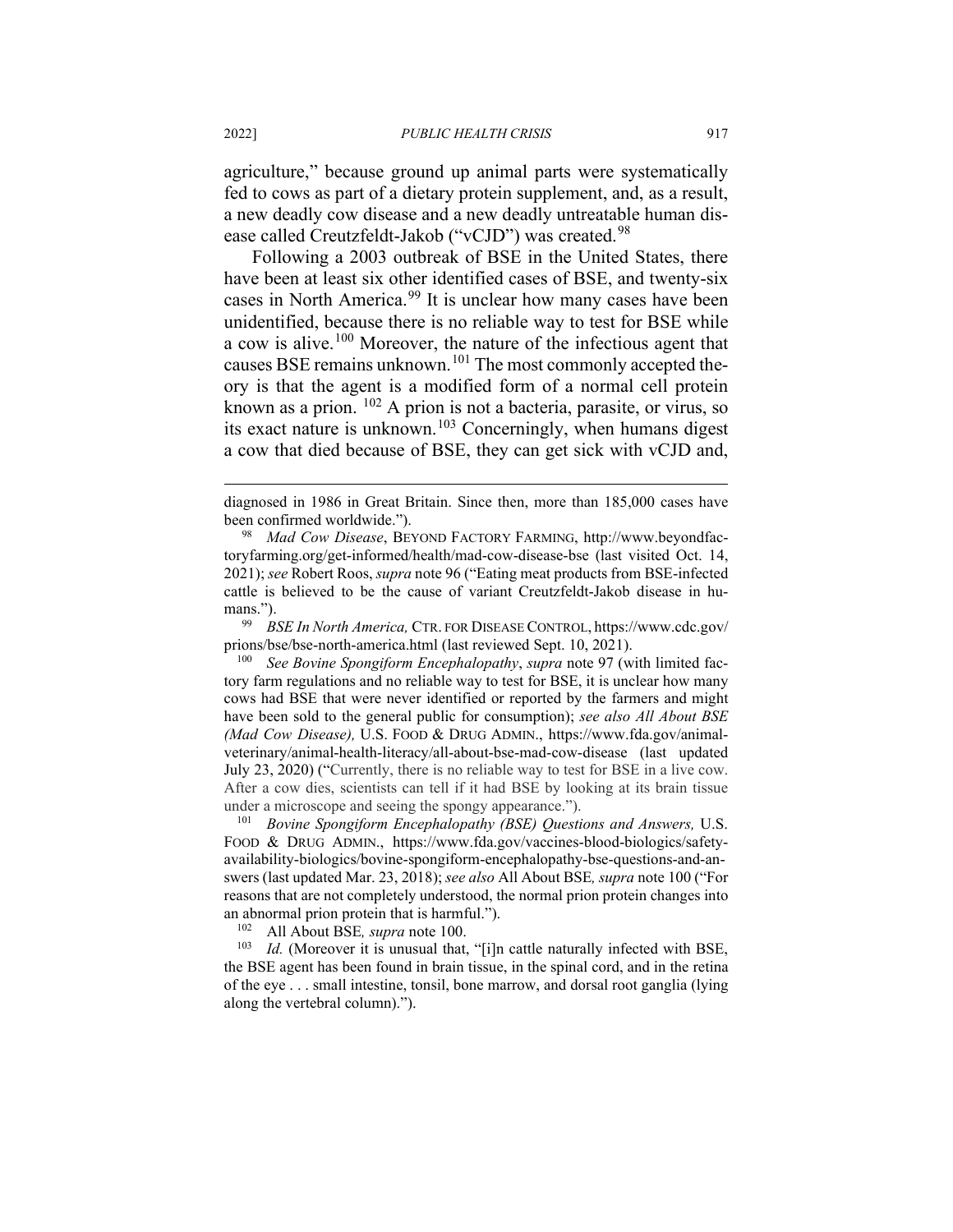agriculture," because ground up animal parts were systematically fed to cows as part of a dietary protein supplement, and, as a result, a new deadly cow disease and a new deadly untreatable human disease called Creutzfeldt-Jakob ("vCJD") was created.[98]

Following a 2003 outbreak of BSE in the United States, there have been at least six other identified cases of BSE, and twenty-six cases in North America.[99] It is unclear how many cases have been unidentified, because there is no reliable way to test for BSE while a cow is alive.[100] Moreover, the nature of the infectious agent that causes BSE remains unknown.[101] The most commonly accepted theory is that the agent is a modified form of a normal cell protein known as a prion. [102] A prion is not a bacteria, parasite, or virus, so its exact nature is unknown.[103] Concerningly, when humans digest a cow that died because of BSE, they can get sick with vCJD and,

---

diagnosed in 1986 in Great Britain. Since then, more than 185,000 cases have been confirmed worldwide.").

[98] *Mad Cow Disease*, BEYOND FACTORY FARMING, http://www.beyondfactoryfarming.org/get-informed/health/mad-cow-disease-bse (last visited Oct. 14, 2021); *see* Robert Roos, *supra* note 96 ("Eating meat products from BSE-infected cattle is believed to be the cause of variant Creutzfeldt-Jakob disease in humans.").

[99] *BSE In North America,* CTR. FOR DISEASE CONTROL, https://www.cdc.gov/prions/bse/bse-north-america.html (last reviewed Sept. 10, 2021).

[100] *See Bovine Spongiform Encephalopathy*, *supra* note 97 (with limited factory farm regulations and no reliable way to test for BSE, it is unclear how many cows had BSE that were never identified or reported by the farmers and might have been sold to the general public for consumption); *see also All About BSE (Mad Cow Disease),* U.S. FOOD & DRUG ADMIN., https://www.fda.gov/animal-veterinary/animal-health-literacy/all-about-bse-mad-cow-disease (last updated July 23, 2020) ("Currently, there is no reliable way to test for BSE in a live cow. After a cow dies, scientists can tell if it had BSE by looking at its brain tissue under a microscope and seeing the spongy appearance.").

[101] *Bovine Spongiform Encephalopathy (BSE) Questions and Answers,* U.S. FOOD & DRUG ADMIN., https://www.fda.gov/vaccines-blood-biologics/safety-availability-biologics/bovine-spongiform-encephalopathy-bse-questions-and-answers (last updated Mar. 23, 2018); *see also* All About BSE*, supra* note 100 ("For reasons that are not completely understood, the normal prion protein changes into an abnormal prion protein that is harmful.").

[102] All About BSE*, supra* note 100.

[103] *Id.* (Moreover it is unusual that, "[i]n cattle naturally infected with BSE, the BSE agent has been found in brain tissue, in the spinal cord, and in the retina of the eye . . . small intestine, tonsil, bone marrow, and dorsal root ganglia (lying along the vertebral column).").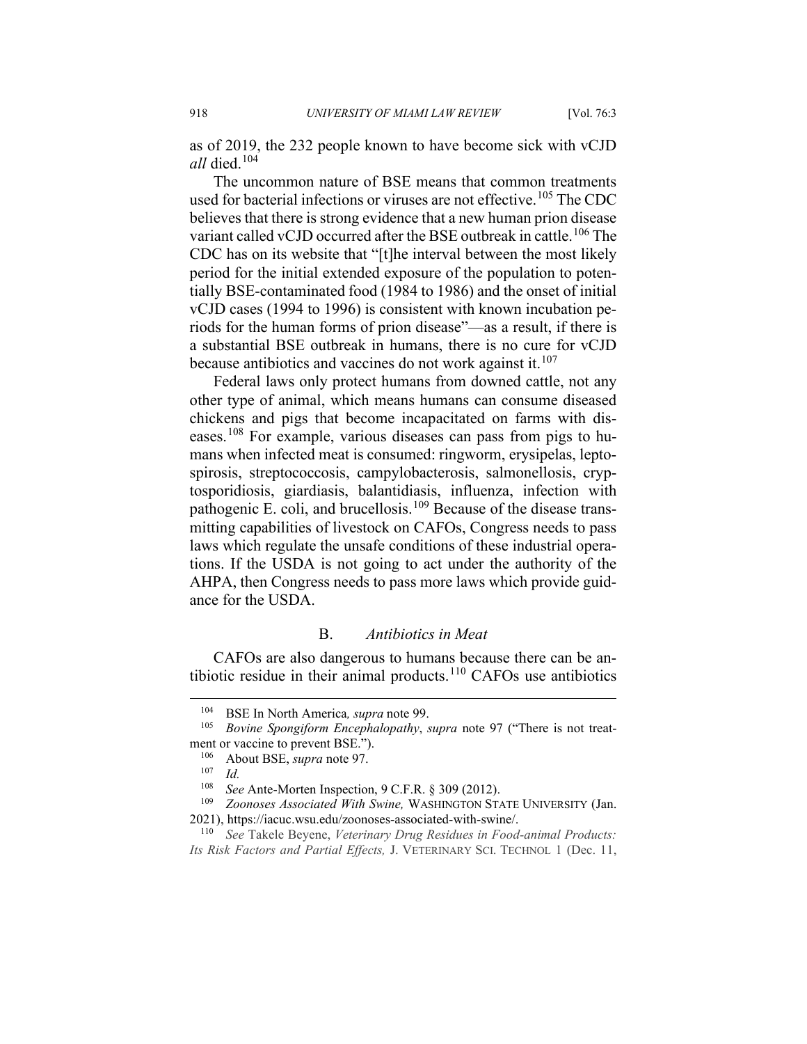as of 2019, the 232 people known to have become sick with vCJD *all* died.[104]

The uncommon nature of BSE means that common treatments used for bacterial infections or viruses are not effective.[105] The CDC believes that there is strong evidence that a new human prion disease variant called vCJD occurred after the BSE outbreak in cattle.[106] The CDC has on its website that "[t]he interval between the most likely period for the initial extended exposure of the population to potentially BSE-contaminated food (1984 to 1986) and the onset of initial vCJD cases (1994 to 1996) is consistent with known incubation periods for the human forms of prion disease"—as a result, if there is a substantial BSE outbreak in humans, there is no cure for vCJD because antibiotics and vaccines do not work against it.[107]

Federal laws only protect humans from downed cattle, not any other type of animal, which means humans can consume diseased chickens and pigs that become incapacitated on farms with diseases.[108] For example, various diseases can pass from pigs to humans when infected meat is consumed: ringworm, erysipelas, leptospirosis, streptococcosis, campylobacterosis, salmonellosis, cryptosporidiosis, giardiasis, balantidiasis, influenza, infection with pathogenic E. coli, and brucellosis.[109] Because of the disease transmitting capabilities of livestock on CAFOs, Congress needs to pass laws which regulate the unsafe conditions of these industrial operations. If the USDA is not going to act under the authority of the AHPA, then Congress needs to pass more laws which provide guidance for the USDA.

### B. *Antibiotics in Meat*

CAFOs are also dangerous to humans because there can be antibiotic residue in their animal products.[110] CAFOs use antibiotics

---

[104] BSE In North America*, supra* note 99.

[105] *Bovine Spongiform Encephalopathy*, *supra* note 97 ("There is not treatment or vaccine to prevent BSE.").

[106] About BSE, *supra* note 97.

[107] *Id.*

[108] *See* Ante-Morten Inspection, 9 C.F.R. § 309 (2012).

[109] *Zoonoses Associated With Swine,* WASHINGTON STATE UNIVERSITY (Jan. 2021), https://iacuc.wsu.edu/zoonoses-associated-with-swine/.

[110] *See* Takele Beyene, *Veterinary Drug Residues in Food-animal Products: Its Risk Factors and Partial Effects,* J. VETERINARY SCI. TECHNOL 1 (Dec. 11,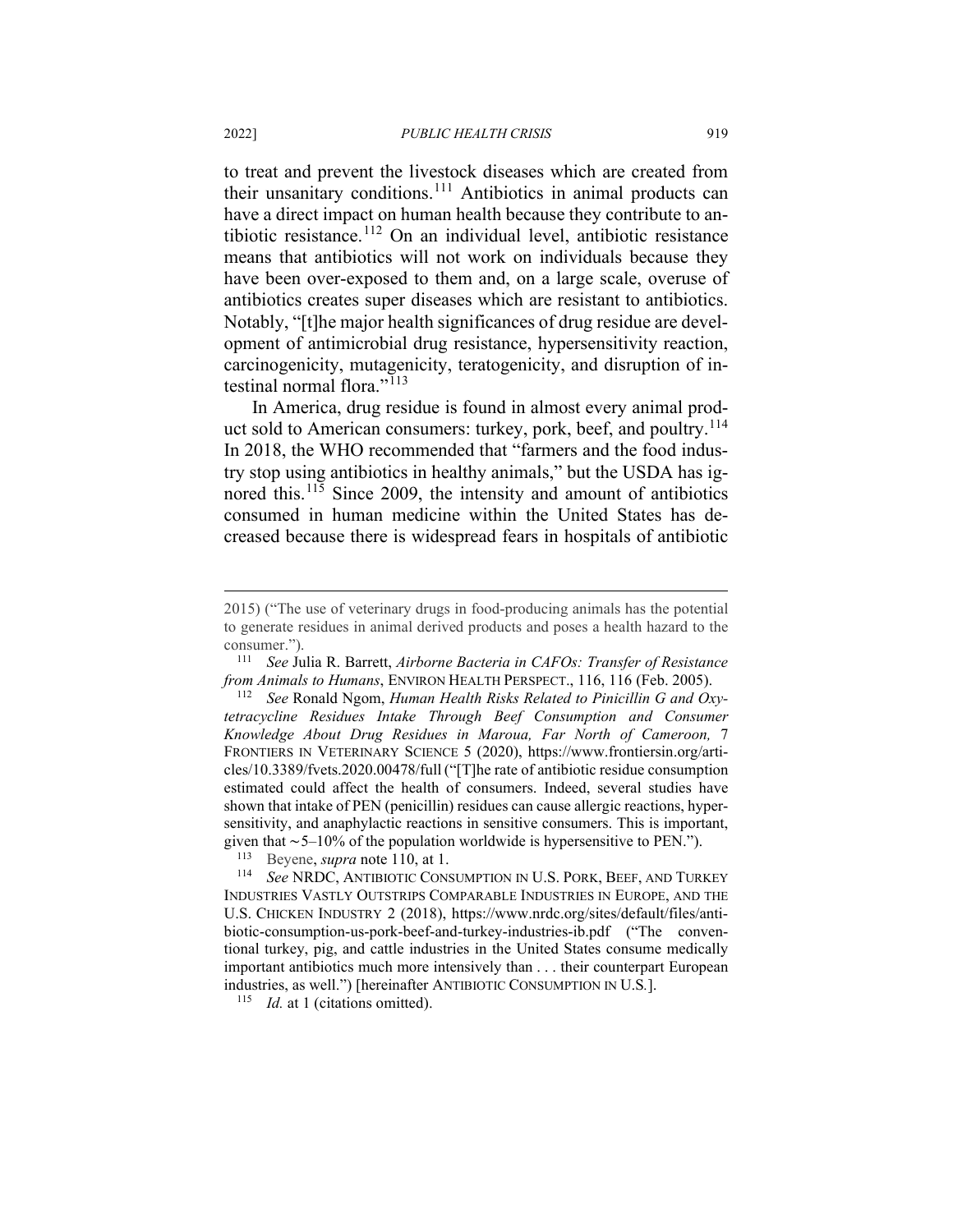to treat and prevent the livestock diseases which are created from their unsanitary conditions.[111] Antibiotics in animal products can have a direct impact on human health because they contribute to antibiotic resistance.[112] On an individual level, antibiotic resistance means that antibiotics will not work on individuals because they have been over-exposed to them and, on a large scale, overuse of antibiotics creates super diseases which are resistant to antibiotics. Notably, "[t]he major health significances of drug residue are development of antimicrobial drug resistance, hypersensitivity reaction, carcinogenicity, mutagenicity, teratogenicity, and disruption of intestinal normal flora."[113]

In America, drug residue is found in almost every animal product sold to American consumers: turkey, pork, beef, and poultry.[114] In 2018, the WHO recommended that "farmers and the food industry stop using antibiotics in healthy animals," but the USDA has ignored this.[115] Since 2009, the intensity and amount of antibiotics consumed in human medicine within the United States has decreased because there is widespread fears in hospitals of antibiotic

---

2015) ("The use of veterinary drugs in food-producing animals has the potential to generate residues in animal derived products and poses a health hazard to the consumer.").

[111] *See* Julia R. Barrett, *Airborne Bacteria in CAFOs: Transfer of Resistance from Animals to Humans*, ENVIRON HEALTH PERSPECT., 116, 116 (Feb. 2005).

[112] *See* Ronald Ngom, *Human Health Risks Related to Pinicillin G and Oxytetracycline Residues Intake Through Beef Consumption and Consumer Knowledge About Drug Residues in Maroua, Far North of Cameroon,* 7 FRONTIERS IN VETERINARY SCIENCE 5 (2020), https://www.frontiersin.org/articles/10.3389/fvets.2020.00478/full ("[T]he rate of antibiotic residue consumption estimated could affect the health of consumers. Indeed, several studies have shown that intake of PEN (penicillin) residues can cause allergic reactions, hypersensitivity, and anaphylactic reactions in sensitive consumers. This is important, given that ∼5–10% of the population worldwide is hypersensitive to PEN.").

[113] Beyene, *supra* note 110, at 1.

[114] *See* NRDC, ANTIBIOTIC CONSUMPTION IN U.S. PORK, BEEF, AND TURKEY INDUSTRIES VASTLY OUTSTRIPS COMPARABLE INDUSTRIES IN EUROPE, AND THE U.S. CHICKEN INDUSTRY 2 (2018), https://www.nrdc.org/sites/default/files/antibiotic-consumption-us-pork-beef-and-turkey-industries-ib.pdf ("The conventional turkey, pig, and cattle industries in the United States consume medically important antibiotics much more intensively than . . . their counterpart European industries, as well.") [hereinafter ANTIBIOTIC CONSUMPTION IN U.S.].

[115] *Id.* at 1 (citations omitted).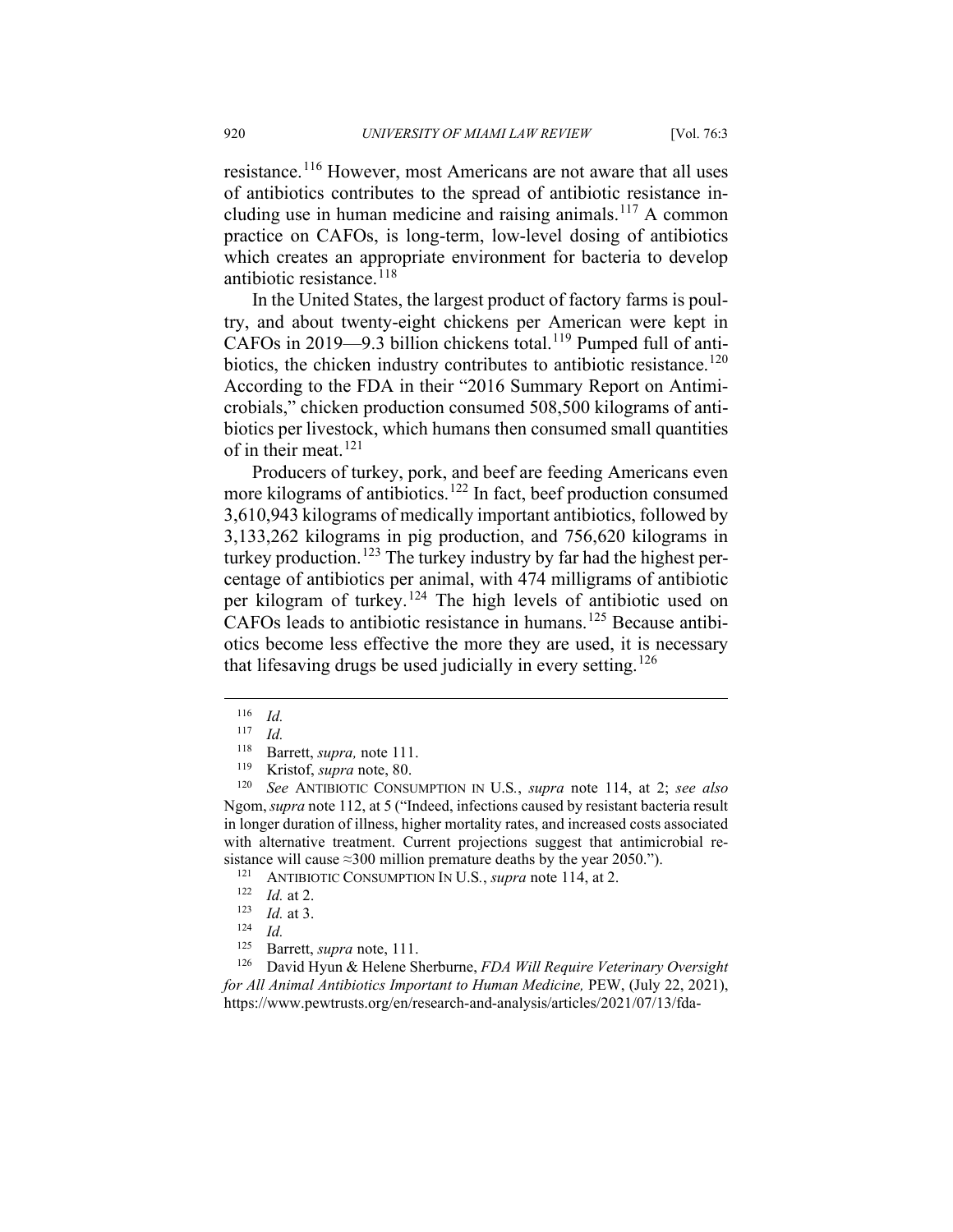resistance.[116] However, most Americans are not aware that all uses of antibiotics contributes to the spread of antibiotic resistance including use in human medicine and raising animals.[117] A common practice on CAFOs, is long-term, low-level dosing of antibiotics which creates an appropriate environment for bacteria to develop antibiotic resistance.[118]

In the United States, the largest product of factory farms is poultry, and about twenty-eight chickens per American were kept in CAFOs in 2019—9.3 billion chickens total.[119] Pumped full of antibiotics, the chicken industry contributes to antibiotic resistance.[120] According to the FDA in their "2016 Summary Report on Antimicrobials," chicken production consumed 508,500 kilograms of antibiotics per livestock, which humans then consumed small quantities of in their meat.[121]

Producers of turkey, pork, and beef are feeding Americans even more kilograms of antibiotics.[122] In fact, beef production consumed 3,610,943 kilograms of medically important antibiotics, followed by 3,133,262 kilograms in pig production, and 756,620 kilograms in turkey production.[123] The turkey industry by far had the highest percentage of antibiotics per animal, with 474 milligrams of antibiotic per kilogram of turkey.[124] The high levels of antibiotic used on CAFOs leads to antibiotic resistance in humans.[125] Because antibiotics become less effective the more they are used, it is necessary that lifesaving drugs be used judicially in every setting.[126]

---

[116] *Id.*

[117] *Id.*

[118] Barrett, *supra,* note 111.

[119] Kristof, *supra* note, 80.

[120] *See* ANTIBIOTIC CONSUMPTION IN U.S., *supra* note 114, at 2; *see also* Ngom, *supra* note 112, at 5 ("Indeed, infections caused by resistant bacteria result in longer duration of illness, higher mortality rates, and increased costs associated with alternative treatment. Current projections suggest that antimicrobial resistance will cause ≈300 million premature deaths by the year 2050.").

[121] ANTIBIOTIC CONSUMPTION IN U.S., *supra* note 114, at 2.

[122] *Id.* at 2.

[123] *Id.* at 3.

[124] *Id.*

[125] Barrett, *supra* note, 111.

[126] David Hyun & Helene Sherburne, *FDA Will Require Veterinary Oversight for All Animal Antibiotics Important to Human Medicine,* PEW, (July 22, 2021), https://www.pewtrusts.org/en/research-and-analysis/articles/2021/07/13/fda-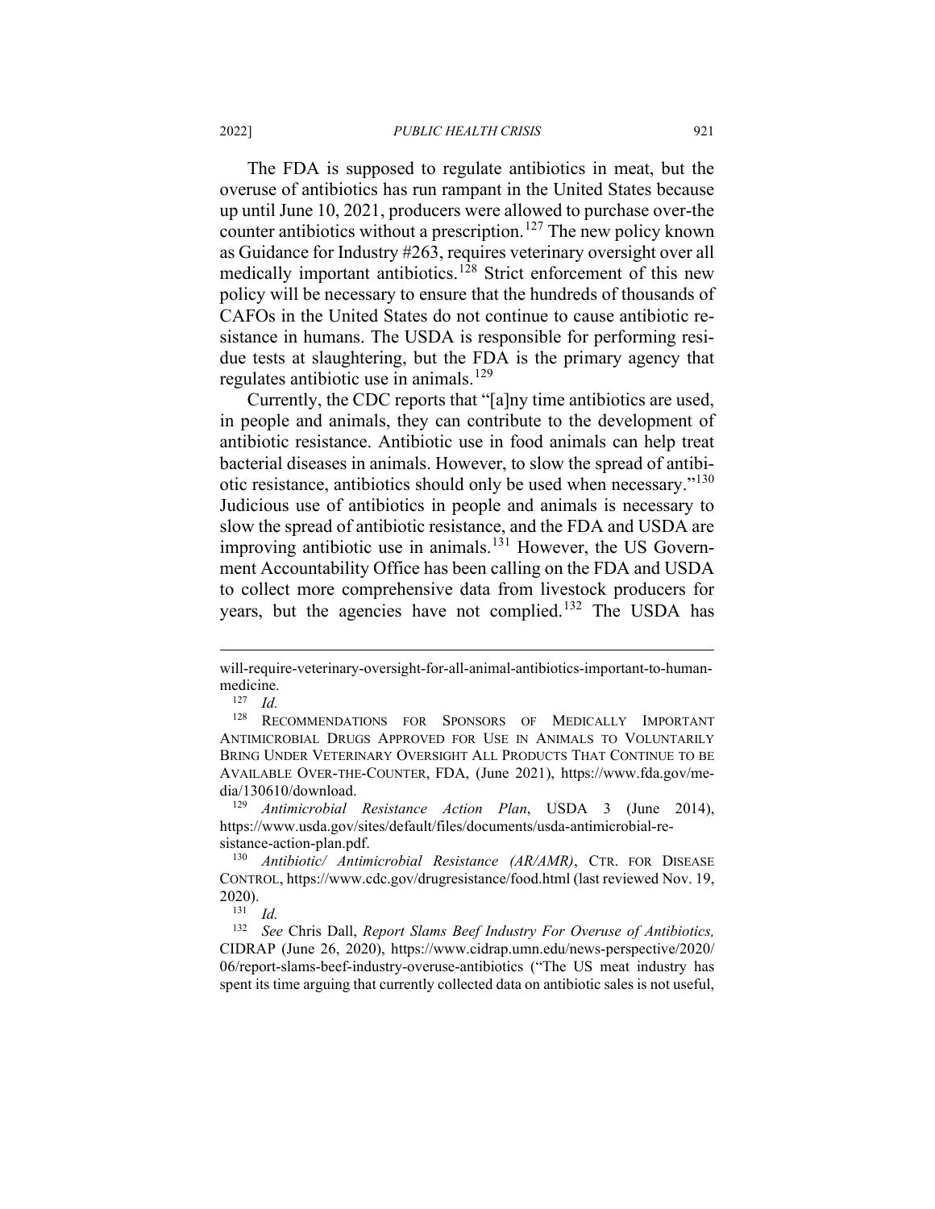The FDA is supposed to regulate antibiotics in meat, but the overuse of antibiotics has run rampant in the United States because up until June 10, 2021, producers were allowed to purchase over-the counter antibiotics without a prescription.[127] The new policy known as Guidance for Industry #263, requires veterinary oversight over all medically important antibiotics.[128] Strict enforcement of this new policy will be necessary to ensure that the hundreds of thousands of CAFOs in the United States do not continue to cause antibiotic resistance in humans. The USDA is responsible for performing residue tests at slaughtering, but the FDA is the primary agency that regulates antibiotic use in animals.[129]

Currently, the CDC reports that "[a]ny time antibiotics are used, in people and animals, they can contribute to the development of antibiotic resistance. Antibiotic use in food animals can help treat bacterial diseases in animals. However, to slow the spread of antibiotic resistance, antibiotics should only be used when necessary."[130] Judicious use of antibiotics in people and animals is necessary to slow the spread of antibiotic resistance, and the FDA and USDA are improving antibiotic use in animals.[131] However, the US Government Accountability Office has been calling on the FDA and USDA to collect more comprehensive data from livestock producers for years, but the agencies have not complied.[132] The USDA has

---

will-require-veterinary-oversight-for-all-animal-antibiotics-important-to-human-medicine.

[127] *Id.*

[128] RECOMMENDATIONS FOR SPONSORS OF MEDICALLY IMPORTANT ANTIMICROBIAL DRUGS APPROVED FOR USE IN ANIMALS TO VOLUNTARILY BRING UNDER VETERINARY OVERSIGHT ALL PRODUCTS THAT CONTINUE TO BE AVAILABLE OVER-THE-COUNTER, FDA, (June 2021), https://www.fda.gov/media/130610/download.

[129] *Antimicrobial Resistance Action Plan*, USDA 3 (June 2014), https://www.usda.gov/sites/default/files/documents/usda-antimicrobial-resistance-action-plan.pdf.

[130] *Antibiotic/ Antimicrobial Resistance (AR/AMR)*, CTR. FOR DISEASE CONTROL, https://www.cdc.gov/drugresistance/food.html (last reviewed Nov. 19, 2020).

[131] *Id.*

[132] *See* Chris Dall, *Report Slams Beef Industry For Overuse of Antibiotics,* CIDRAP (June 26, 2020), https://www.cidrap.umn.edu/news-perspective/2020/06/report-slams-beef-industry-overuse-antibiotics ("The US meat industry has spent its time arguing that currently collected data on antibiotic sales is not useful,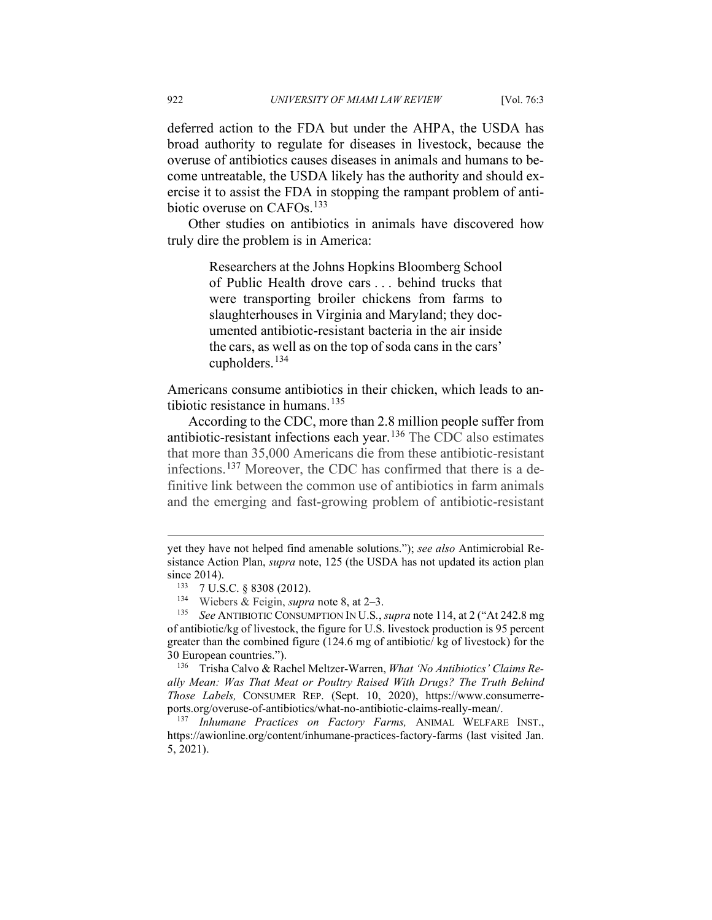deferred action to the FDA but under the AHPA, the USDA has broad authority to regulate for diseases in livestock, because the overuse of antibiotics causes diseases in animals and humans to become untreatable, the USDA likely has the authority and should exercise it to assist the FDA in stopping the rampant problem of antibiotic overuse on CAFOs.[133]

Other studies on antibiotics in animals have discovered how truly dire the problem is in America:

> Researchers at the Johns Hopkins Bloomberg School of Public Health drove cars . . . behind trucks that were transporting broiler chickens from farms to slaughterhouses in Virginia and Maryland; they documented antibiotic-resistant bacteria in the air inside the cars, as well as on the top of soda cans in the cars' cupholders.[134]

Americans consume antibiotics in their chicken, which leads to antibiotic resistance in humans.[135]

According to the CDC, more than 2.8 million people suffer from antibiotic-resistant infections each year.[136] The CDC also estimates that more than 35,000 Americans die from these antibiotic-resistant infections.[137] Moreover, the CDC has confirmed that there is a definitive link between the common use of antibiotics in farm animals and the emerging and fast-growing problem of antibiotic-resistant

---

yet they have not helped find amenable solutions."); *see also* Antimicrobial Resistance Action Plan, *supra* note, 125 (the USDA has not updated its action plan since 2014).

[133] 7 U.S.C. § 8308 (2012).

[134] Wiebers & Feigin, *supra* note 8, at 2–3.

[135] *See* ANTIBIOTIC CONSUMPTION IN U.S., *supra* note 114, at 2 ("At 242.8 mg of antibiotic/kg of livestock, the figure for U.S. livestock production is 95 percent greater than the combined figure (124.6 mg of antibiotic/ kg of livestock) for the 30 European countries.").

[136] Trisha Calvo & Rachel Meltzer-Warren, *What 'No Antibiotics' Claims Really Mean: Was That Meat or Poultry Raised With Drugs? The Truth Behind Those Labels,* CONSUMER REP. (Sept. 10, 2020), https://www.consumerreports.org/overuse-of-antibiotics/what-no-antibiotic-claims-really-mean/.

[137] *Inhumane Practices on Factory Farms,* ANIMAL WELFARE INST., https://awionline.org/content/inhumane-practices-factory-farms (last visited Jan. 5, 2021).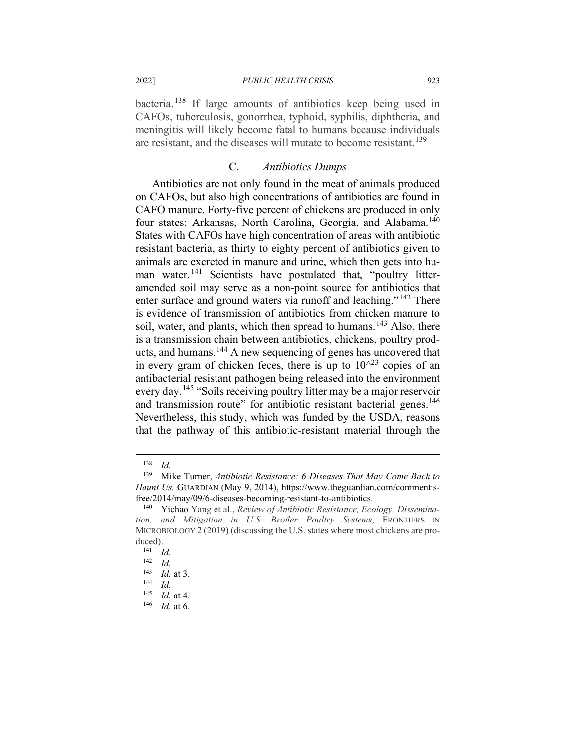bacteria.[138] If large amounts of antibiotics keep being used in CAFOs, tuberculosis, gonorrhea, typhoid, syphilis, diphtheria, and meningitis will likely become fatal to humans because individuals are resistant, and the diseases will mutate to become resistant.[139]

### C. *Antibiotics Dumps*

Antibiotics are not only found in the meat of animals produced on CAFOs, but also high concentrations of antibiotics are found in CAFO manure. Forty-five percent of chickens are produced in only four states: Arkansas, North Carolina, Georgia, and Alabama.[140] States with CAFOs have high concentration of areas with antibiotic resistant bacteria, as thirty to eighty percent of antibiotics given to animals are excreted in manure and urine, which then gets into human water.[141] Scientists have postulated that, "poultry litter-amended soil may serve as a non-point source for antibiotics that enter surface and ground waters via runoff and leaching."[142] There is evidence of transmission of antibiotics from chicken manure to soil, water, and plants, which then spread to humans.[143] Also, there is a transmission chain between antibiotics, chickens, poultry products, and humans.[144] A new sequencing of genes has uncovered that in every gram of chicken feces, there is up to 10^23 copies of an antibacterial resistant pathogen being released into the environment every day.[145] "Soils receiving poultry litter may be a major reservoir and transmission route" for antibiotic resistant bacterial genes.[146] Nevertheless, this study, which was funded by the USDA, reasons that the pathway of this antibiotic-resistant material through the

---

[138] *Id.*

[139] Mike Turner, *Antibiotic Resistance: 6 Diseases That May Come Back to Haunt Us,* GUARDIAN (May 9, 2014), https://www.theguardian.com/commentisfree/2014/may/09/6-diseases-becoming-resistant-to-antibiotics.

[140] Yichao Yang et al., *Review of Antibiotic Resistance, Ecology, Dissemination, and Mitigation in U.S. Broiler Poultry Systems*, FRONTIERS IN MICROBIOLOGY 2 (2019) (discussing the U.S. states where most chickens are produced).

[141] *Id.*

[142] *Id.*

[143] *Id.* at 3.

[144] *Id.*

[145] *Id.* at 4.

[146] *Id.* at 6.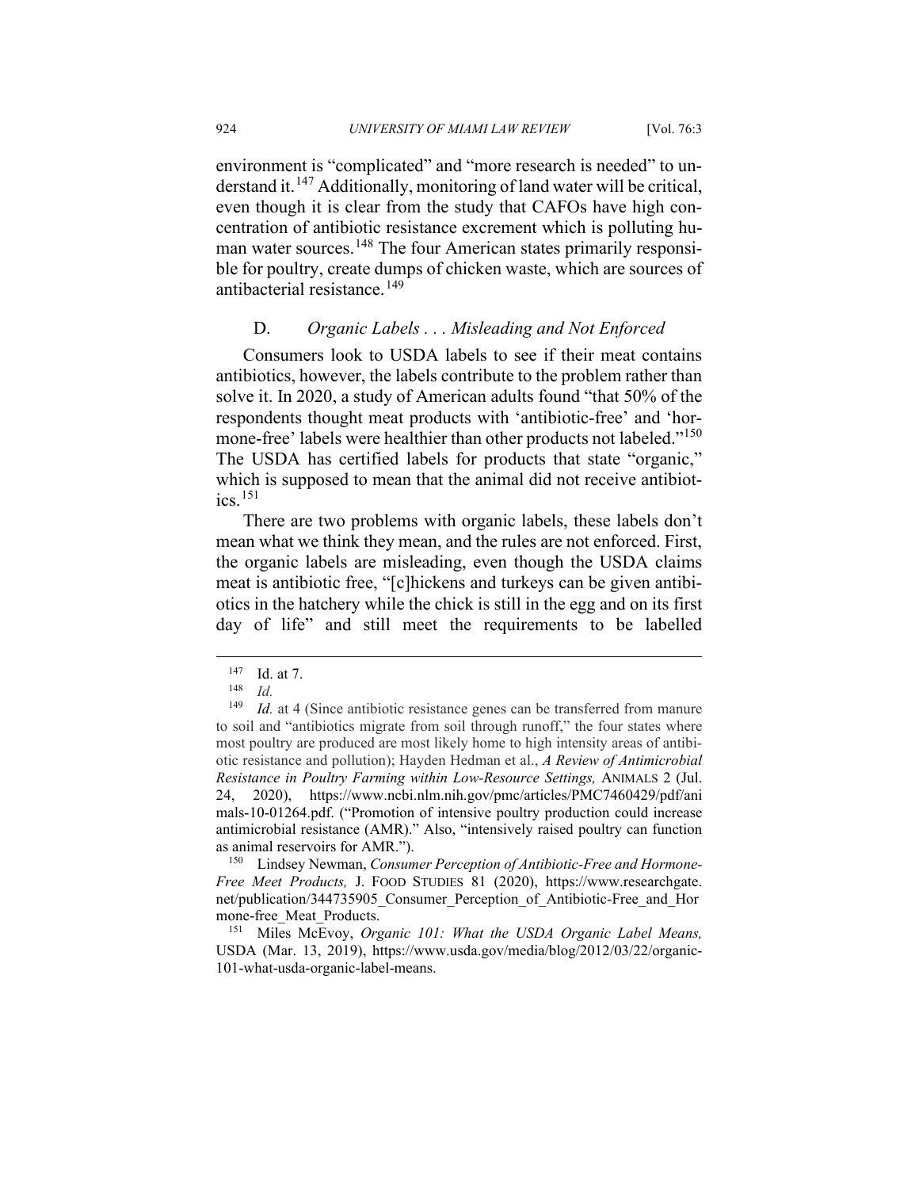environment is "complicated" and "more research is needed" to understand it.[147] Additionally, monitoring of land water will be critical, even though it is clear from the study that CAFOs have high concentration of antibiotic resistance excrement which is polluting human water sources.[148] The four American states primarily responsible for poultry, create dumps of chicken waste, which are sources of antibacterial resistance.[149]

### D. *Organic Labels . . . Misleading and Not Enforced*

Consumers look to USDA labels to see if their meat contains antibiotics, however, the labels contribute to the problem rather than solve it. In 2020, a study of American adults found "that 50% of the respondents thought meat products with 'antibiotic-free' and 'hormone-free' labels were healthier than other products not labeled."[150] The USDA has certified labels for products that state "organic," which is supposed to mean that the animal did not receive antibiotics.[151]

There are two problems with organic labels, these labels don't mean what we think they mean, and the rules are not enforced. First, the organic labels are misleading, even though the USDA claims meat is antibiotic free, "[c]hickens and turkeys can be given antibiotics in the hatchery while the chick is still in the egg and on its first day of life" and still meet the requirements to be labelled

---

[147] Id. at 7.

[148] *Id.*

[149] *Id.* at 4 (Since antibiotic resistance genes can be transferred from manure to soil and "antibiotics migrate from soil through runoff," the four states where most poultry are produced are most likely home to high intensity areas of antibiotic resistance and pollution); Hayden Hedman et al., *A Review of Antimicrobial Resistance in Poultry Farming within Low-Resource Settings,* ANIMALS 2 (Jul. 24, 2020), https://www.ncbi.nlm.nih.gov/pmc/articles/PMC7460429/pdf/animals-10-01264.pdf. ("Promotion of intensive poultry production could increase antimicrobial resistance (AMR)." Also, "intensively raised poultry can function as animal reservoirs for AMR.").

[150] Lindsey Newman, *Consumer Perception of Antibiotic-Free and Hormone-Free Meet Products,* J. FOOD STUDIES 81 (2020), https://www.researchgate.net/publication/344735905_Consumer_Perception_of_Antibiotic-Free_and_Hormone-free_Meat_Products.

[151] Miles McEvoy, *Organic 101: What the USDA Organic Label Means,* USDA (Mar. 13, 2019), https://www.usda.gov/media/blog/2012/03/22/organic-101-what-usda-organic-label-means.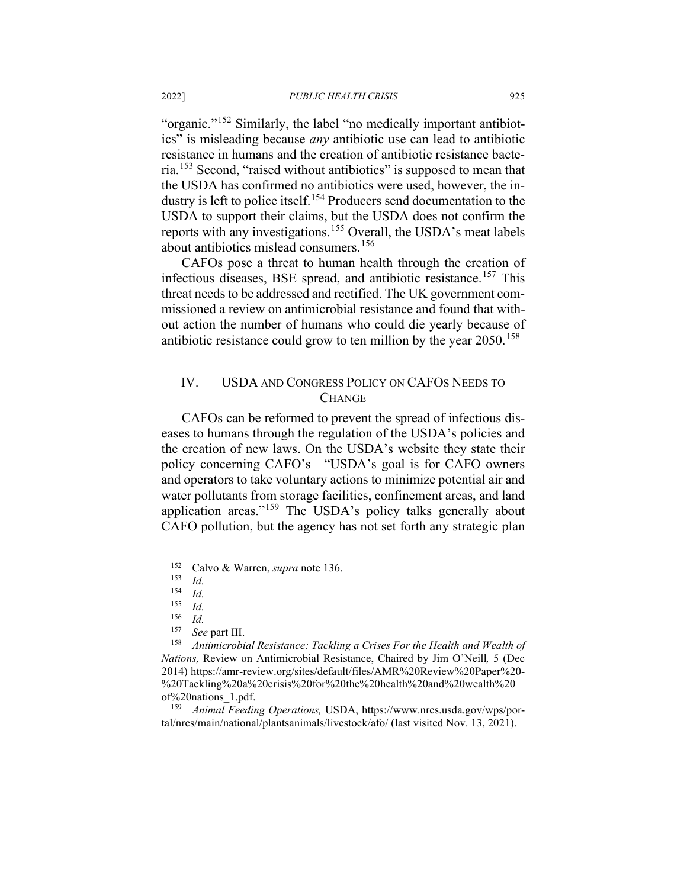"organic."[152] Similarly, the label "no medically important antibiotics" is misleading because *any* antibiotic use can lead to antibiotic resistance in humans and the creation of antibiotic resistance bacteria.[153] Second, "raised without antibiotics" is supposed to mean that the USDA has confirmed no antibiotics were used, however, the industry is left to police itself.[154] Producers send documentation to the USDA to support their claims, but the USDA does not confirm the reports with any investigations.[155] Overall, the USDA's meat labels about antibiotics mislead consumers.[156]

CAFOs pose a threat to human health through the creation of infectious diseases, BSE spread, and antibiotic resistance.[157] This threat needs to be addressed and rectified. The UK government commissioned a review on antimicrobial resistance and found that without action the number of humans who could die yearly because of antibiotic resistance could grow to ten million by the year 2050.[158]

## IV. USDA AND CONGRESS POLICY ON CAFOS NEEDS TO CHANGE

CAFOs can be reformed to prevent the spread of infectious diseases to humans through the regulation of the USDA's policies and the creation of new laws. On the USDA's website they state their policy concerning CAFO's—"USDA's goal is for CAFO owners and operators to take voluntary actions to minimize potential air and water pollutants from storage facilities, confinement areas, and land application areas."[159] The USDA's policy talks generally about CAFO pollution, but the agency has not set forth any strategic plan

---

[152] Calvo & Warren, *supra* note 136.

[153] *Id.*

[154] *Id.*

[155] *Id.*

[156] *Id.*

[157] *See* part III.

[158] *Antimicrobial Resistance: Tackling a Crises For the Health and Wealth of Nations,* Review on Antimicrobial Resistance, Chaired by Jim O'Neill*,* 5 (Dec 2014) https://amr-review.org/sites/default/files/AMR%20Review%20Paper%20-%20Tackling%20a%20crisis%20for%20the%20health%20and%20wealth%20of%20nations_1.pdf.

[159] *Animal Feeding Operations,* USDA, https://www.nrcs.usda.gov/wps/portal/nrcs/main/national/plantsanimals/livestock/afo/ (last visited Nov. 13, 2021).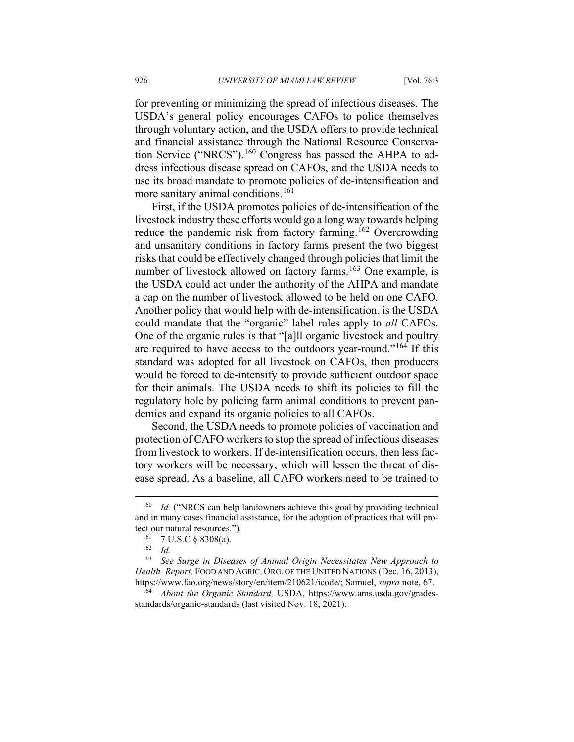for preventing or minimizing the spread of infectious diseases. The USDA's general policy encourages CAFOs to police themselves through voluntary action, and the USDA offers to provide technical and financial assistance through the National Resource Conservation Service ("NRCS").[160] Congress has passed the AHPA to address infectious disease spread on CAFOs, and the USDA needs to use its broad mandate to promote policies of de-intensification and more sanitary animal conditions.[161]

First, if the USDA promotes policies of de-intensification of the livestock industry these efforts would go a long way towards helping reduce the pandemic risk from factory farming.[162] Overcrowding and unsanitary conditions in factory farms present the two biggest risks that could be effectively changed through policies that limit the number of livestock allowed on factory farms.[163] One example, is the USDA could act under the authority of the AHPA and mandate a cap on the number of livestock allowed to be held on one CAFO. Another policy that would help with de-intensification, is the USDA could mandate that the "organic" label rules apply to *all* CAFOs. One of the organic rules is that "[a]ll organic livestock and poultry are required to have access to the outdoors year-round."[164] If this standard was adopted for all livestock on CAFOs, then producers would be forced to de-intensify to provide sufficient outdoor space for their animals. The USDA needs to shift its policies to fill the regulatory hole by policing farm animal conditions to prevent pandemics and expand its organic policies to all CAFOs.

Second, the USDA needs to promote policies of vaccination and protection of CAFO workers to stop the spread of infectious diseases from livestock to workers. If de-intensification occurs, then less factory workers will be necessary, which will lessen the threat of disease spread. As a baseline, all CAFO workers need to be trained to

---

[160] *Id.* ("NRCS can help landowners achieve this goal by providing technical and in many cases financial assistance, for the adoption of practices that will protect our natural resources.").

[161] 7 U.S.C § 8308(a).

[162] *Id.*

[163] *See Surge in Diseases of Animal Origin Necessitates New Approach to Health–Report,* FOOD AND AGRIC. ORG. OF THE UNITED NATIONS (Dec. 16, 2013), https://www.fao.org/news/story/en/item/210621/icode/; Samuel, *supra* note, 67.

[164] *About the Organic Standard,* USDA, https://www.ams.usda.gov/grades-standards/organic-standards (last visited Nov. 18, 2021).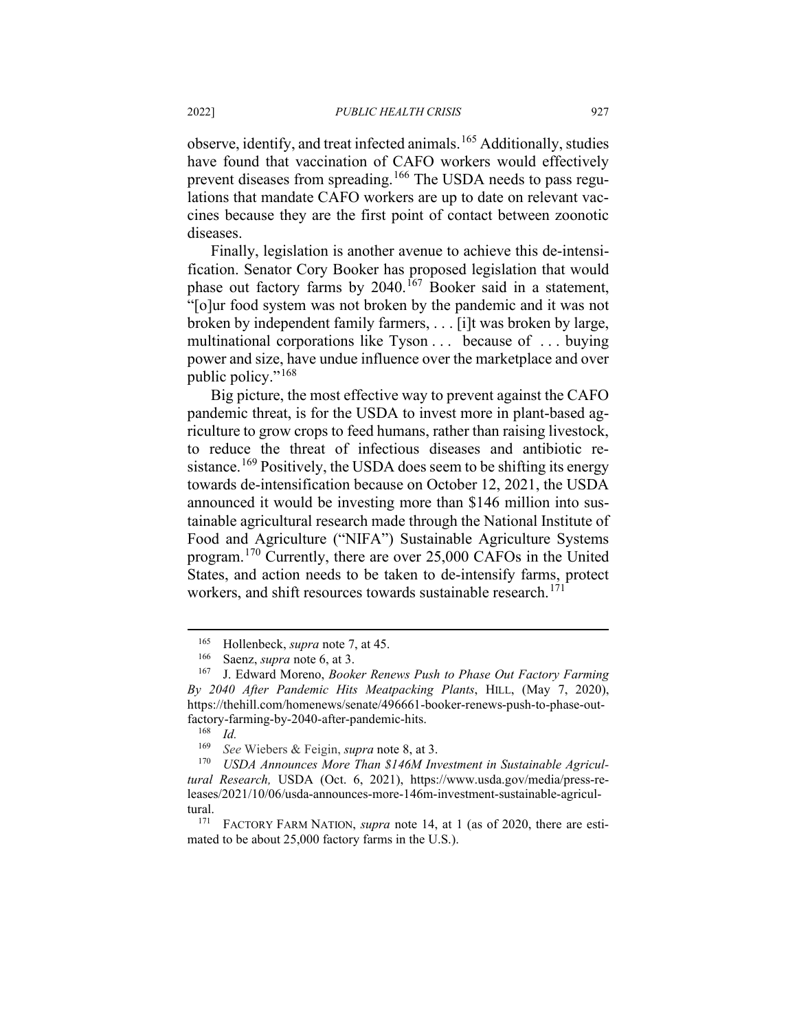observe, identify, and treat infected animals.[165] Additionally, studies have found that vaccination of CAFO workers would effectively prevent diseases from spreading.[166] The USDA needs to pass regulations that mandate CAFO workers are up to date on relevant vaccines because they are the first point of contact between zoonotic diseases.

Finally, legislation is another avenue to achieve this de-intensification. Senator Cory Booker has proposed legislation that would phase out factory farms by 2040.[167] Booker said in a statement, "[o]ur food system was not broken by the pandemic and it was not broken by independent family farmers, . . . [i]t was broken by large, multinational corporations like Tyson . . . because of . . . buying power and size, have undue influence over the marketplace and over public policy."[168]

Big picture, the most effective way to prevent against the CAFO pandemic threat, is for the USDA to invest more in plant-based agriculture to grow crops to feed humans, rather than raising livestock, to reduce the threat of infectious diseases and antibiotic resistance.[169] Positively, the USDA does seem to be shifting its energy towards de-intensification because on October 12, 2021, the USDA announced it would be investing more than $146 million into sustainable agricultural research made through the National Institute of Food and Agriculture ("NIFA") Sustainable Agriculture Systems program.[170] Currently, there are over 25,000 CAFOs in the United States, and action needs to be taken to de-intensify farms, protect workers, and shift resources towards sustainable research.[171]

---

[165] Hollenbeck, *supra* note 7, at 45.

[166] Saenz, *supra* note 6, at 3.

[167] J. Edward Moreno, *Booker Renews Push to Phase Out Factory Farming By 2040 After Pandemic Hits Meatpacking Plants*, HILL, (May 7, 2020), https://thehill.com/homenews/senate/496661-booker-renews-push-to-phase-out-factory-farming-by-2040-after-pandemic-hits.

[168] *Id.*

[169] *See* Wiebers & Feigin, *supra* note 8, at 3.

[170] *USDA Announces More Than $146M Investment in Sustainable Agricultural Research,* USDA (Oct. 6, 2021), https://www.usda.gov/media/press-releases/2021/10/06/usda-announces-more-146m-investment-sustainable-agricultural.

[171] FACTORY FARM NATION, *supra* note 14, at 1 (as of 2020, there are estimated to be about 25,000 factory farms in the U.S.).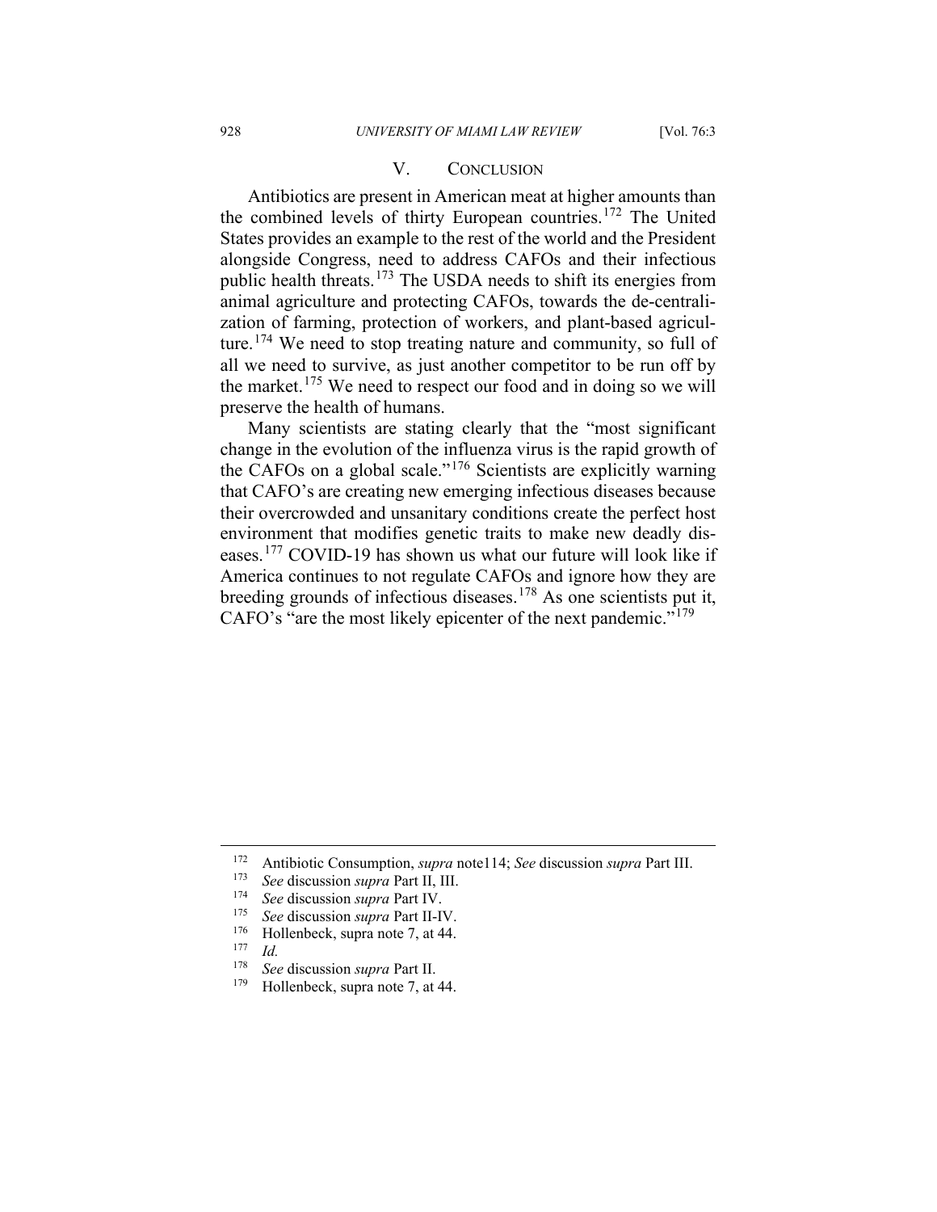## V. CONCLUSION

Antibiotics are present in American meat at higher amounts than the combined levels of thirty European countries.[172] The United States provides an example to the rest of the world and the President alongside Congress, need to address CAFOs and their infectious public health threats.[173] The USDA needs to shift its energies from animal agriculture and protecting CAFOs, towards the de-centralization of farming, protection of workers, and plant-based agriculture.[174] We need to stop treating nature and community, so full of all we need to survive, as just another competitor to be run off by the market.[175] We need to respect our food and in doing so we will preserve the health of humans.

Many scientists are stating clearly that the "most significant change in the evolution of the influenza virus is the rapid growth of the CAFOs on a global scale."[176] Scientists are explicitly warning that CAFO's are creating new emerging infectious diseases because their overcrowded and unsanitary conditions create the perfect host environment that modifies genetic traits to make new deadly diseases.[177] COVID-19 has shown us what our future will look like if America continues to not regulate CAFOs and ignore how they are breeding grounds of infectious diseases.[178] As one scientists put it, CAFO's "are the most likely epicenter of the next pandemic."[179]

---

[172] Antibiotic Consumption, *supra* note114; *See* discussion *supra* Part III.

[173] *See* discussion *supra* Part II, III.

[174] *See* discussion *supra* Part IV.

[175] *See* discussion *supra* Part II-IV.

[176] Hollenbeck, supra note 7, at 44.

[177] *Id.*

[178] *See* discussion *supra* Part II.

[179] Hollenbeck, supra note 7, at 44.